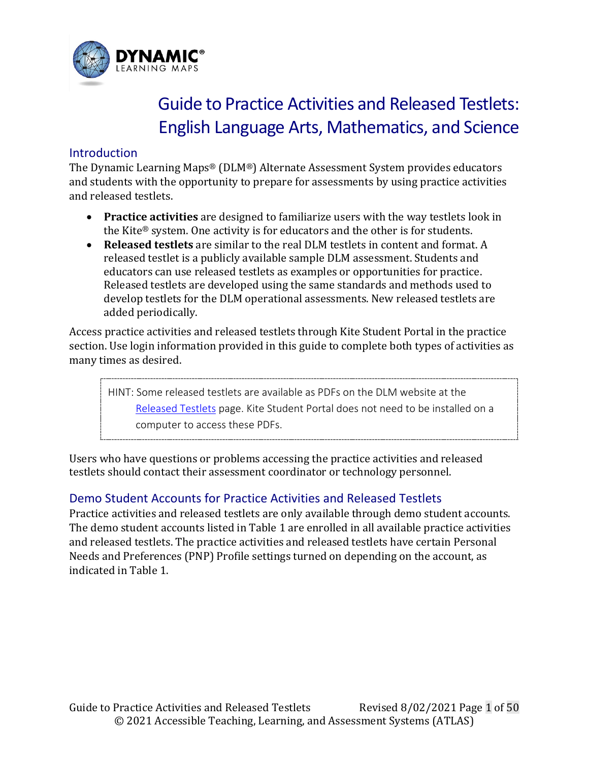# Guide to Practice Activities and Released Testlets: English Language Arts, Mathematics, and Science

## Introduction

The Dynamic Learning Maps® (DLM®) Alternate Assessment System provides educators and students with the opportunity to prepare for assessments by using practice activities and released testlets.

- **Practice activities** are designed to familiarize users with the way testlets look in the Kite® system. One activity is for educators and the other is for students.
- **Released testlets** are similar to the real DLM testlets in content and format. A released testlet is a publicly available sample DLM assessment. Students and educators can use released testlets as examples or opportunities for practice. Released testlets are developed using the same standards and methods used to develop testlets for the DLM operational assessments. New released testlets are added periodically.

Access practice activities and released testlets through Kite Student Portal in the practice section. Use login information provided in this guide to complete both types of activities as many times as desired.

> HINT: Some released testlets are available as PDFs on the DLM website at the Released Testlets page. Kite Student Portal does not need to be installed on a computer to access these PDFs.

Users who have questions or problems accessing the practice activities and released testlets should contact their assessment coordinator or technology personnel.

## Demo Student Accounts for Practice Activities and Released Testlets

Practice activities and released testlets are only available through demo student accounts. The demo student accounts listed in Table 1 are enrolled in all available practice activities and released testlets. The practice activities and released testlets have certain Personal Needs and Preferences (PNP) Profile settings turned on depending on the account, as indicated in Table 1.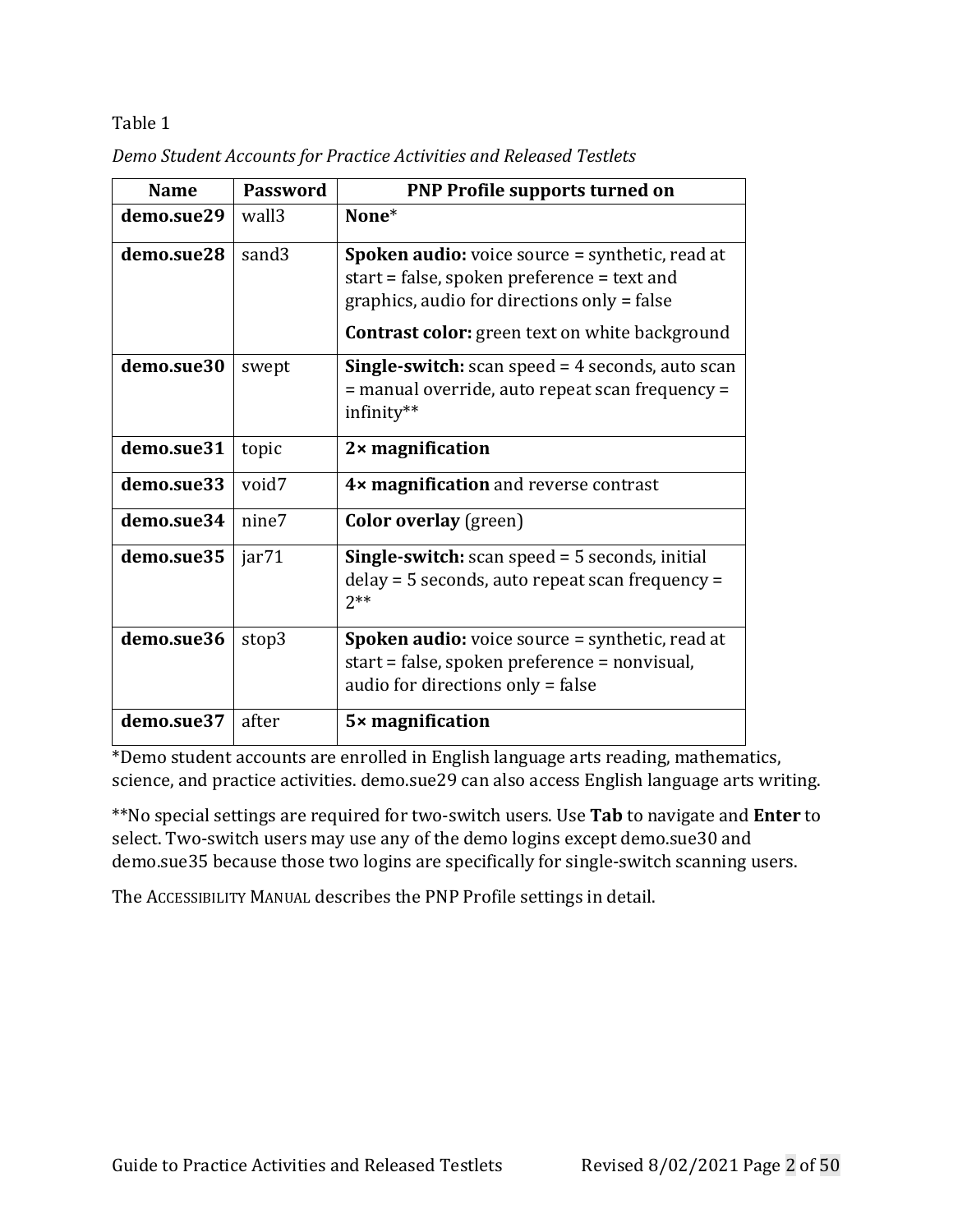Table 1

*Demo Student Accounts for Practice Activities and Released Testlets*

| Name | Password | PNP Profile supports turned on |
|---|---|---|
| **demo.sue29** | wall3 | **None***  |
| **demo.sue28** | sand3 | **Spoken audio:** voice source = synthetic, read at start = false, spoken preference = text and graphics, audio for directions only = false<br>**Contrast color:** green text on white background |
| **demo.sue30** | swept | **Single-switch:** scan speed = 4 seconds, auto scan = manual override, auto repeat scan frequency = infinity** |
| **demo.sue31** | topic | **2× magnification** |
| **demo.sue33** | void7 | **4× magnification** and reverse contrast |
| **demo.sue34** | nine7 | **Color overlay** (green) |
| **demo.sue35** | jar71 | **Single-switch:** scan speed = 5 seconds, initial delay = 5 seconds, auto repeat scan frequency = 2** |
| **demo.sue36** | stop3 | **Spoken audio:** voice source = synthetic, read at start = false, spoken preference = nonvisual, audio for directions only = false |
| **demo.sue37** | after | **5× magnification** |

*Demo student accounts are enrolled in English language arts reading, mathematics, science, and practice activities. demo.sue29 can also access English language arts writing.

**No special settings are required for two-switch users. Use **Tab** to navigate and **Enter** to select. Two-switch users may use any of the demo logins except demo.sue30 and demo.sue35 because those two logins are specifically for single-switch scanning users.

The ACCESSIBILITY MANUAL describes the PNP Profile settings in detail.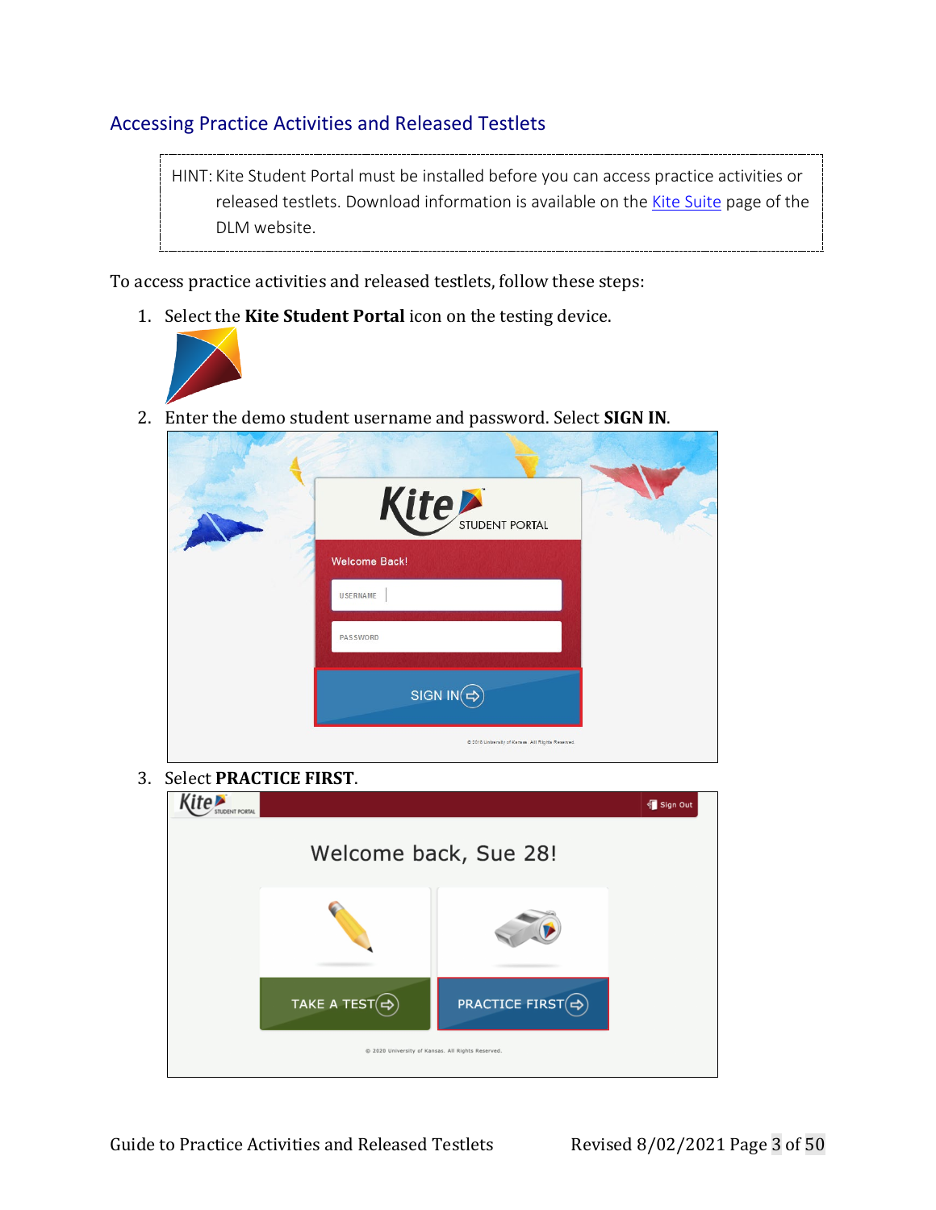## Accessing Practice Activities and Released Testlets

> HINT: Kite Student Portal must be installed before you can access practice activities or released testlets. Download information is available on the Kite Suite page of the DLM website.

To access practice activities and released testlets, follow these steps:

1. Select the **Kite Student Portal** icon on the testing device.
2. Enter the demo student username and password. Select **SIGN IN**.
3. Select **PRACTICE FIRST**.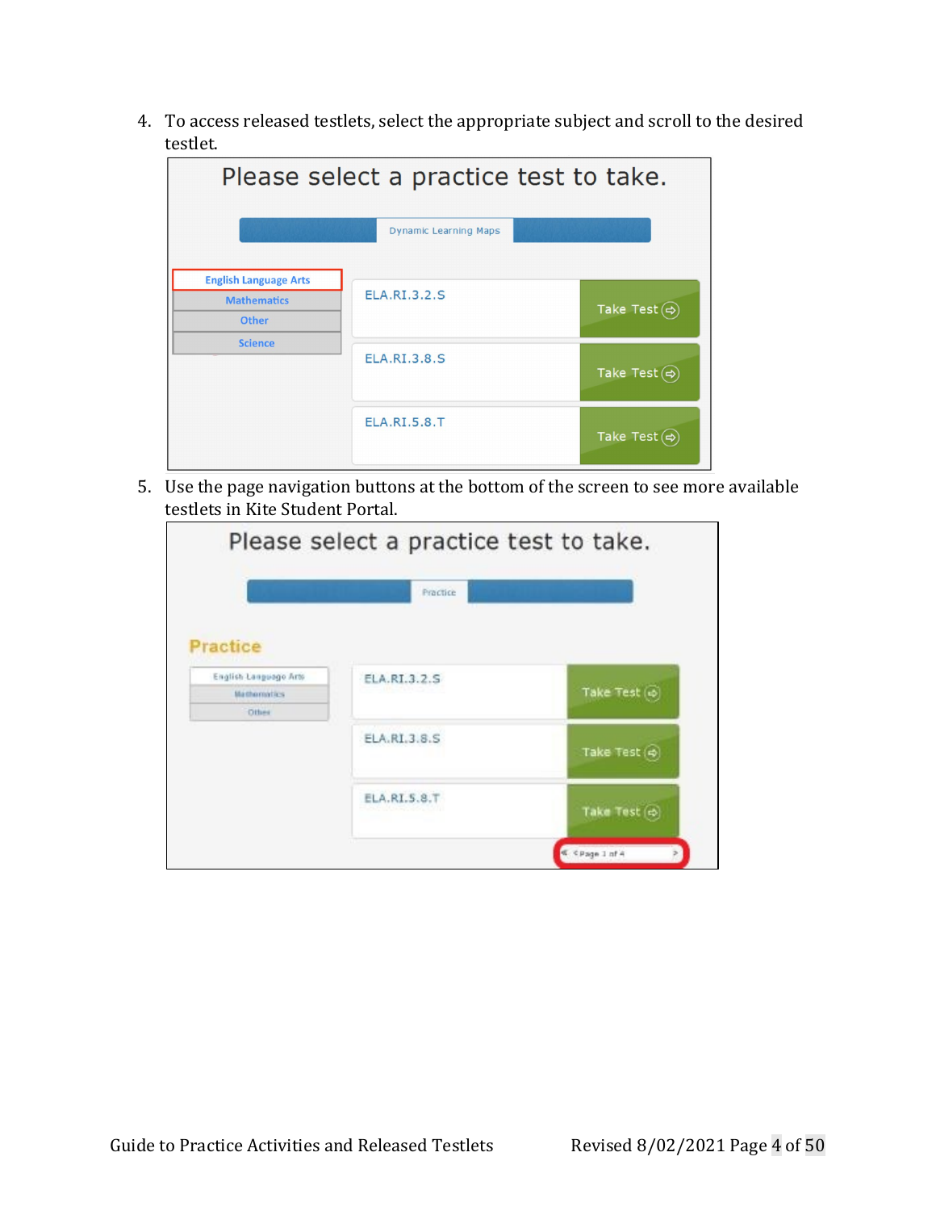4. To access released testlets, select the appropriate subject and scroll to the desired testlet.

5. Use the page navigation buttons at the bottom of the screen to see more available testlets in Kite Student Portal.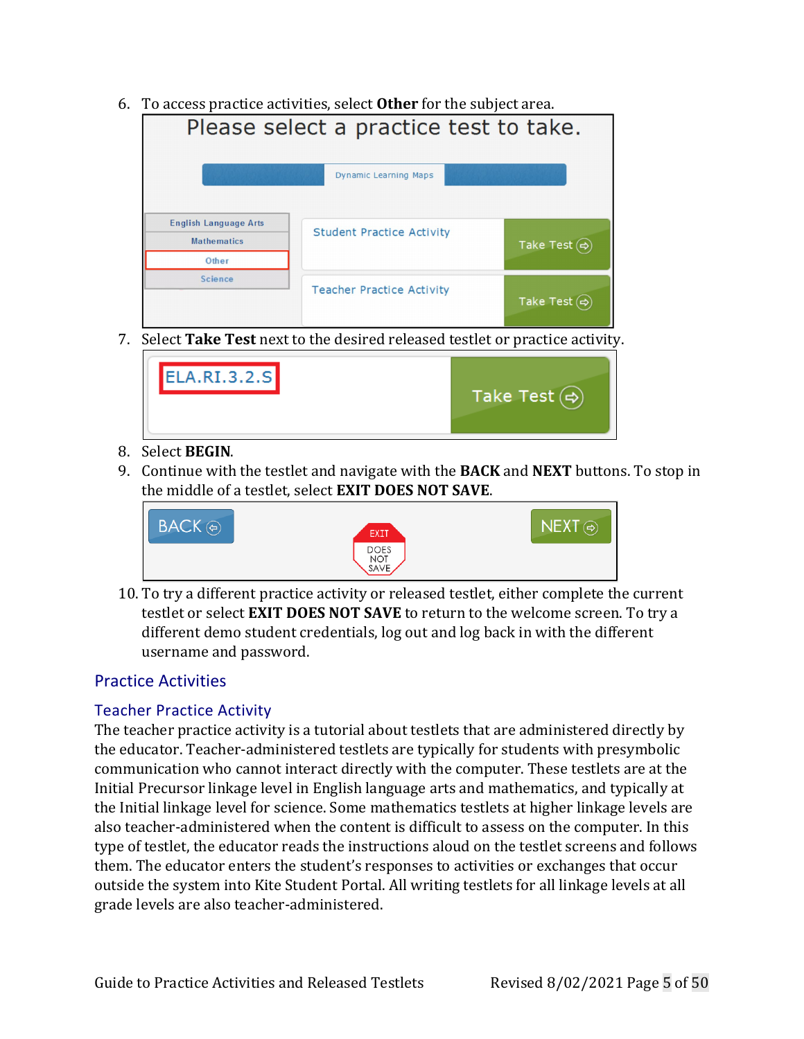6. To access practice activities, select **Other** for the subject area.
7. Select **Take Test** next to the desired released testlet or practice activity.
8. Select **BEGIN**.
9. Continue with the testlet and navigate with the **BACK** and **NEXT** buttons. To stop in the middle of a testlet, select **EXIT DOES NOT SAVE**.
10. To try a different practice activity or released testlet, either complete the current testlet or select **EXIT DOES NOT SAVE** to return to the welcome screen. To try a different demo student credentials, log out and log back in with the different username and password.

## Practice Activities

### Teacher Practice Activity

The teacher practice activity is a tutorial about testlets that are administered directly by the educator. Teacher-administered testlets are typically for students with presymbolic communication who cannot interact directly with the computer. These testlets are at the Initial Precursor linkage level in English language arts and mathematics, and typically at the Initial linkage level for science. Some mathematics testlets at higher linkage levels are also teacher-administered when the content is difficult to assess on the computer. In this type of testlet, the educator reads the instructions aloud on the testlet screens and follows them. The educator enters the student's responses to activities or exchanges that occur outside the system into Kite Student Portal. All writing testlets for all linkage levels at all grade levels are also teacher-administered.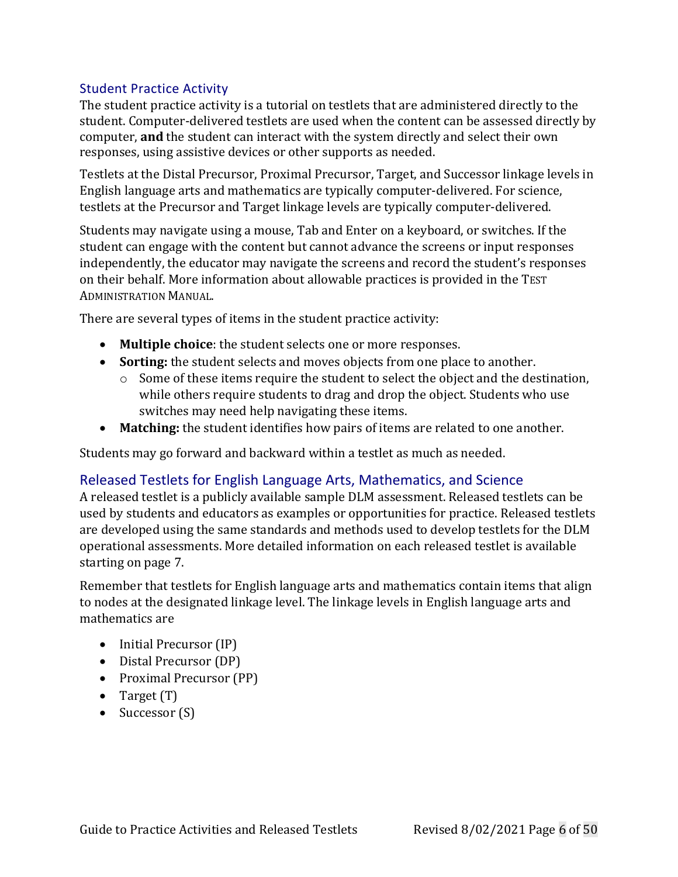## Student Practice Activity

The student practice activity is a tutorial on testlets that are administered directly to the student. Computer-delivered testlets are used when the content can be assessed directly by computer, **and** the student can interact with the system directly and select their own responses, using assistive devices or other supports as needed.

Testlets at the Distal Precursor, Proximal Precursor, Target, and Successor linkage levels in English language arts and mathematics are typically computer-delivered. For science, testlets at the Precursor and Target linkage levels are typically computer-delivered.

Students may navigate using a mouse, Tab and Enter on a keyboard, or switches. If the student can engage with the content but cannot advance the screens or input responses independently, the educator may navigate the screens and record the student's responses on their behalf. More information about allowable practices is provided in the TEST ADMINISTRATION MANUAL.

There are several types of items in the student practice activity:

- **Multiple choice**: the student selects one or more responses.
- **Sorting:** the student selects and moves objects from one place to another.
  - Some of these items require the student to select the object and the destination, while others require students to drag and drop the object. Students who use switches may need help navigating these items.
- **Matching:** the student identifies how pairs of items are related to one another.

Students may go forward and backward within a testlet as much as needed.

## Released Testlets for English Language Arts, Mathematics, and Science

A released testlet is a publicly available sample DLM assessment. Released testlets can be used by students and educators as examples or opportunities for practice. Released testlets are developed using the same standards and methods used to develop testlets for the DLM operational assessments. More detailed information on each released testlet is available starting on page 7.

Remember that testlets for English language arts and mathematics contain items that align to nodes at the designated linkage level. The linkage levels in English language arts and mathematics are

- Initial Precursor (IP)
- Distal Precursor (DP)
- Proximal Precursor (PP)
- Target (T)
- Successor (S)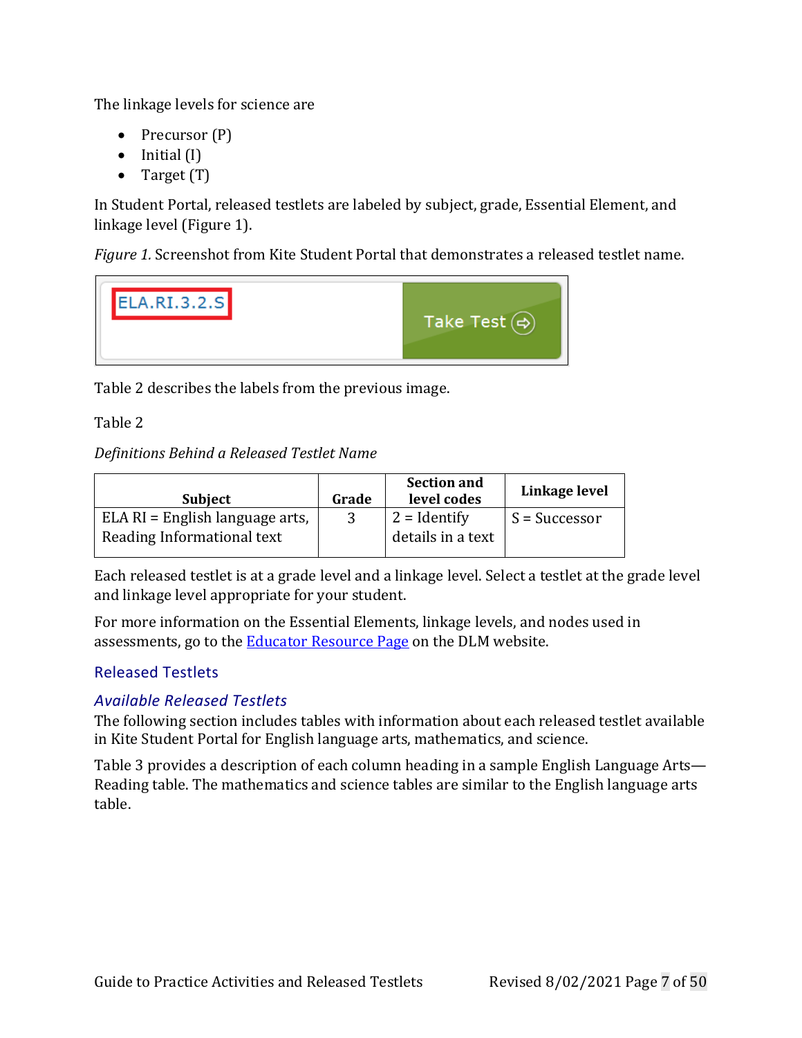The linkage levels for science are

- Precursor (P)
- Initial (I)
- Target (T)

In Student Portal, released testlets are labeled by subject, grade, Essential Element, and linkage level (Figure 1).

*Figure 1.* Screenshot from Kite Student Portal that demonstrates a released testlet name.

Table 2 describes the labels from the previous image.

Table 2

*Definitions Behind a Released Testlet Name*

| Subject | Grade | Section and level codes | Linkage level |
|---|---|---|---|
| ELA RI = English language arts, Reading Informational text | 3 | 2 = Identify details in a text | S = Successor |

Each released testlet is at a grade level and a linkage level. Select a testlet at the grade level and linkage level appropriate for your student.

For more information on the Essential Elements, linkage levels, and nodes used in assessments, go to the Educator Resource Page on the DLM website.

## Released Testlets

### *Available Released Testlets*

The following section includes tables with information about each released testlet available in Kite Student Portal for English language arts, mathematics, and science.

Table 3 provides a description of each column heading in a sample English Language Arts—Reading table. The mathematics and science tables are similar to the English language arts table.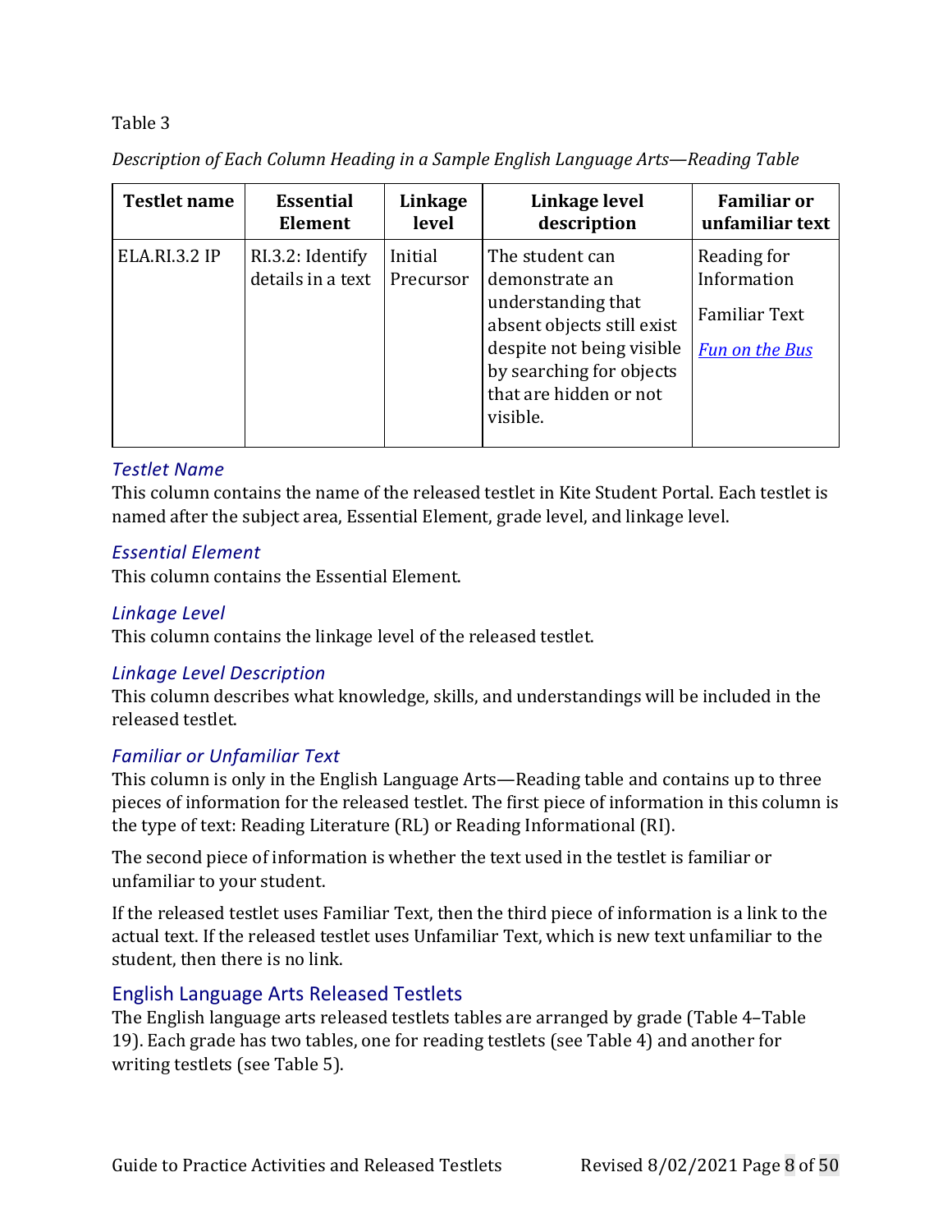Table 3

*Description of Each Column Heading in a Sample English Language Arts—Reading Table*

| Testlet name | Essential Element | Linkage level | Linkage level description | Familiar or unfamiliar text |
|---|---|---|---|---|
| ELA.RI.3.2 IP | RI.3.2: Identify details in a text | Initial Precursor | The student can demonstrate an understanding that absent objects still exist despite not being visible by searching for objects that are hidden or not visible. | Reading for Information<br>Familiar Text<br>*Fun on the Bus* |

### *Testlet Name*

This column contains the name of the released testlet in Kite Student Portal. Each testlet is named after the subject area, Essential Element, grade level, and linkage level.

### *Essential Element*

This column contains the Essential Element.

### *Linkage Level*

This column contains the linkage level of the released testlet.

### *Linkage Level Description*

This column describes what knowledge, skills, and understandings will be included in the released testlet.

### *Familiar or Unfamiliar Text*

This column is only in the English Language Arts—Reading table and contains up to three pieces of information for the released testlet. The first piece of information in this column is the type of text: Reading Literature (RL) or Reading Informational (RI).

The second piece of information is whether the text used in the testlet is familiar or unfamiliar to your student.

If the released testlet uses Familiar Text, then the third piece of information is a link to the actual text. If the released testlet uses Unfamiliar Text, which is new text unfamiliar to the student, then there is no link.

## English Language Arts Released Testlets

The English language arts released testlets tables are arranged by grade (Table 4–Table 19). Each grade has two tables, one for reading testlets (see Table 4) and another for writing testlets (see Table 5).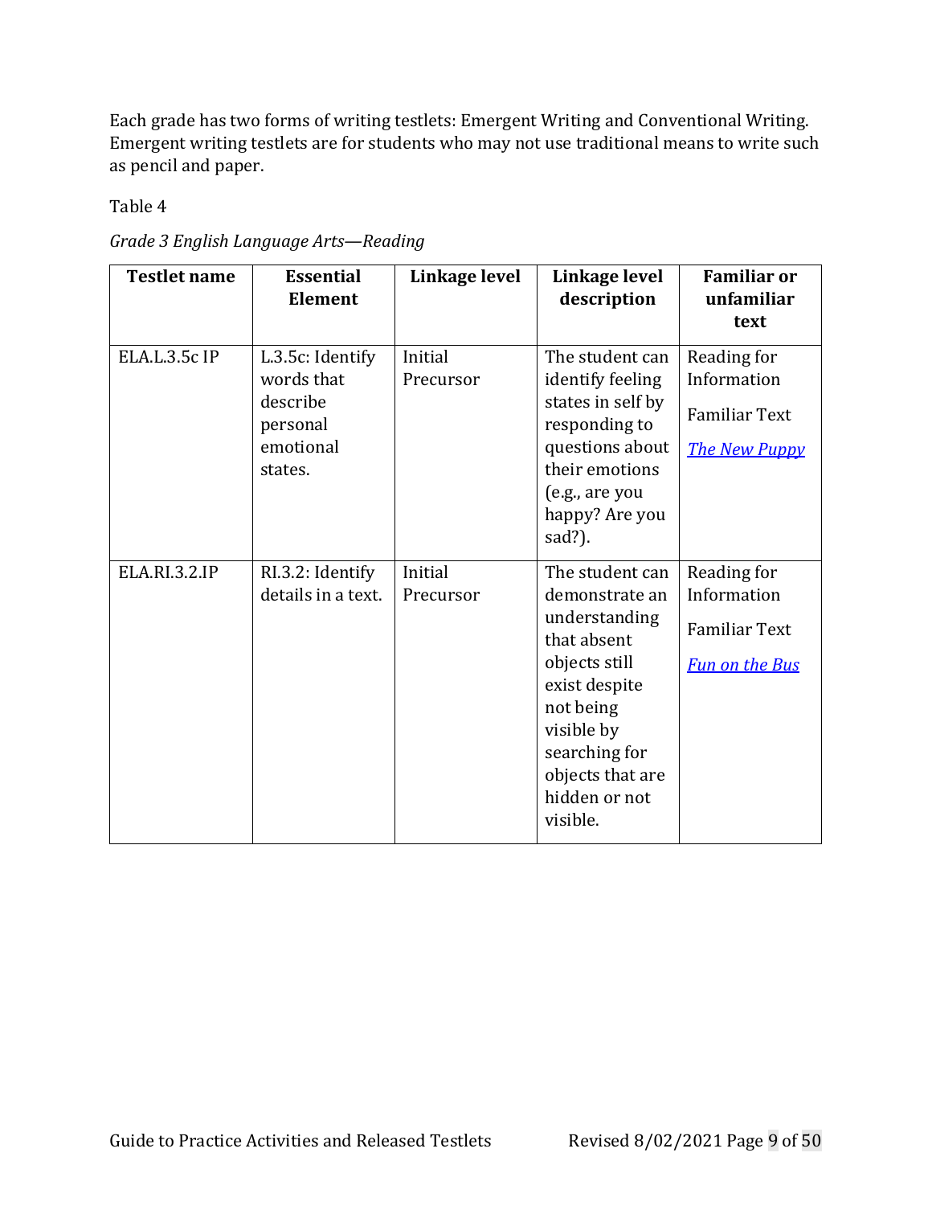Each grade has two forms of writing testlets: Emergent Writing and Conventional Writing. Emergent writing testlets are for students who may not use traditional means to write such as pencil and paper.

Table 4

*Grade 3 English Language Arts—Reading*

| Testlet name | Essential Element | Linkage level | Linkage level description | Familiar or unfamiliar text |
|---|---|---|---|---|
| ELA.L.3.5c IP | L.3.5c: Identify words that describe personal emotional states. | Initial Precursor | The student can identify feeling states in self by responding to questions about their emotions (e.g., are you happy? Are you sad?). | Reading for Information<br><br>Familiar Text<br><br>*The New Puppy* |
| ELA.RI.3.2.IP | RI.3.2: Identify details in a text. | Initial Precursor | The student can demonstrate an understanding that absent objects still exist despite not being visible by searching for objects that are hidden or not visible. | Reading for Information<br><br>Familiar Text<br><br>*Fun on the Bus* |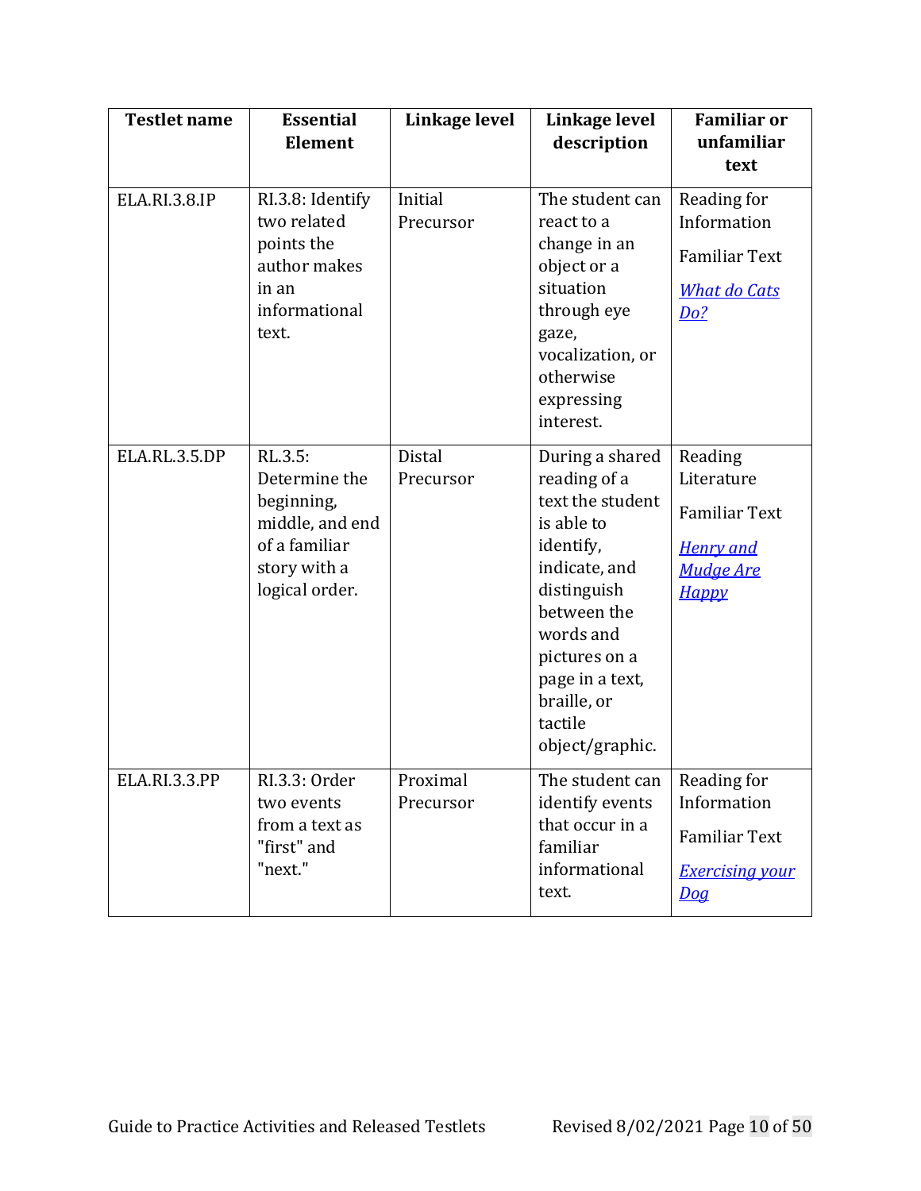| Testlet name | Essential Element | Linkage level | Linkage level description | Familiar or unfamiliar text |
|---|---|---|---|---|
| ELA.RI.3.8.IP | RI.3.8: Identify two related points the author makes in an informational text. | Initial Precursor | The student can react to a change in an object or a situation through eye gaze, vocalization, or otherwise expressing interest. | Reading for Information<br><br>Familiar Text<br><br>*What do Cats Do?* |
| ELA.RL.3.5.DP | RL.3.5: Determine the beginning, middle, and end of a familiar story with a logical order. | Distal Precursor | During a shared reading of a text the student is able to identify, indicate, and distinguish between the words and pictures on a page in a text, braille, or tactile object/graphic. | Reading Literature<br><br>Familiar Text<br><br>*Henry and Mudge Are Happy* |
| ELA.RI.3.3.PP | RI.3.3: Order two events from a text as "first" and "next." | Proximal Precursor | The student can identify events that occur in a familiar informational text. | Reading for Information<br><br>Familiar Text<br><br>*Exercising your Dog* |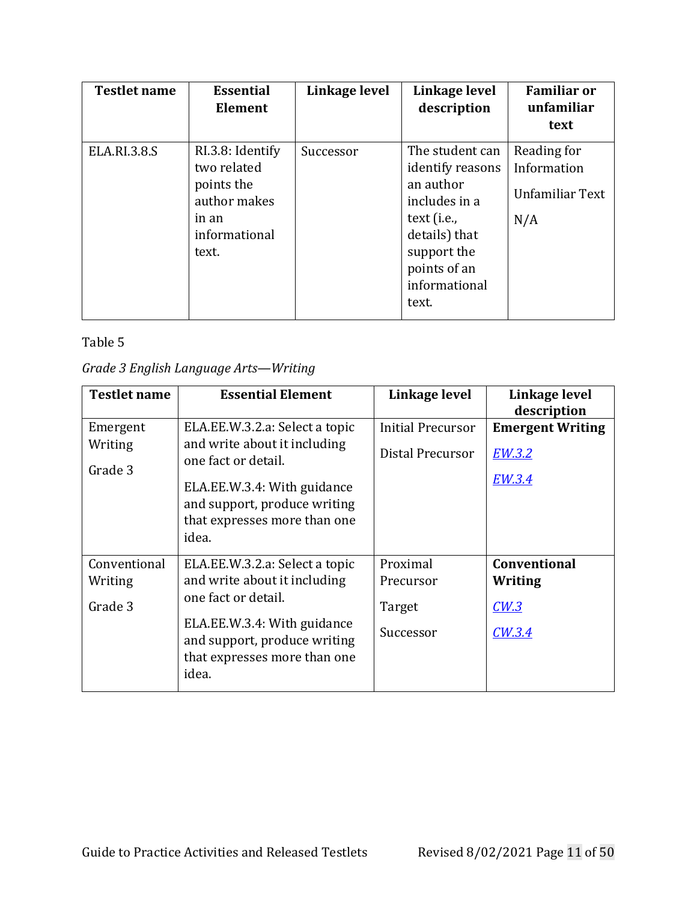| Testlet name | Essential Element | Linkage level | Linkage level description | Familiar or unfamiliar text |
|---|---|---|---|---|
| ELA.RI.3.8.S | RI.3.8: Identify two related points the author makes in an informational text. | Successor | The student can identify reasons an author includes in a text (i.e., details) that support the points of an informational text. | Reading for Information<br>Unfamiliar Text<br>N/A |

Table 5

*Grade 3 English Language Arts—Writing*

| Testlet name | Essential Element | Linkage level | Linkage level description |
|---|---|---|---|
| Emergent Writing<br>Grade 3 | ELA.EE.W.3.2.a: Select a topic and write about it including one fact or detail.<br>ELA.EE.W.3.4: With guidance and support, produce writing that expresses more than one idea. | Initial Precursor<br>Distal Precursor | **Emergent Writing**<br>EW.3.2<br>EW.3.4 |
| Conventional Writing<br>Grade 3 | ELA.EE.W.3.2.a: Select a topic and write about it including one fact or detail.<br>ELA.EE.W.3.4: With guidance and support, produce writing that expresses more than one idea. | Proximal Precursor<br>Target<br>Successor | **Conventional Writing**<br>CW.3<br>CW.3.4 |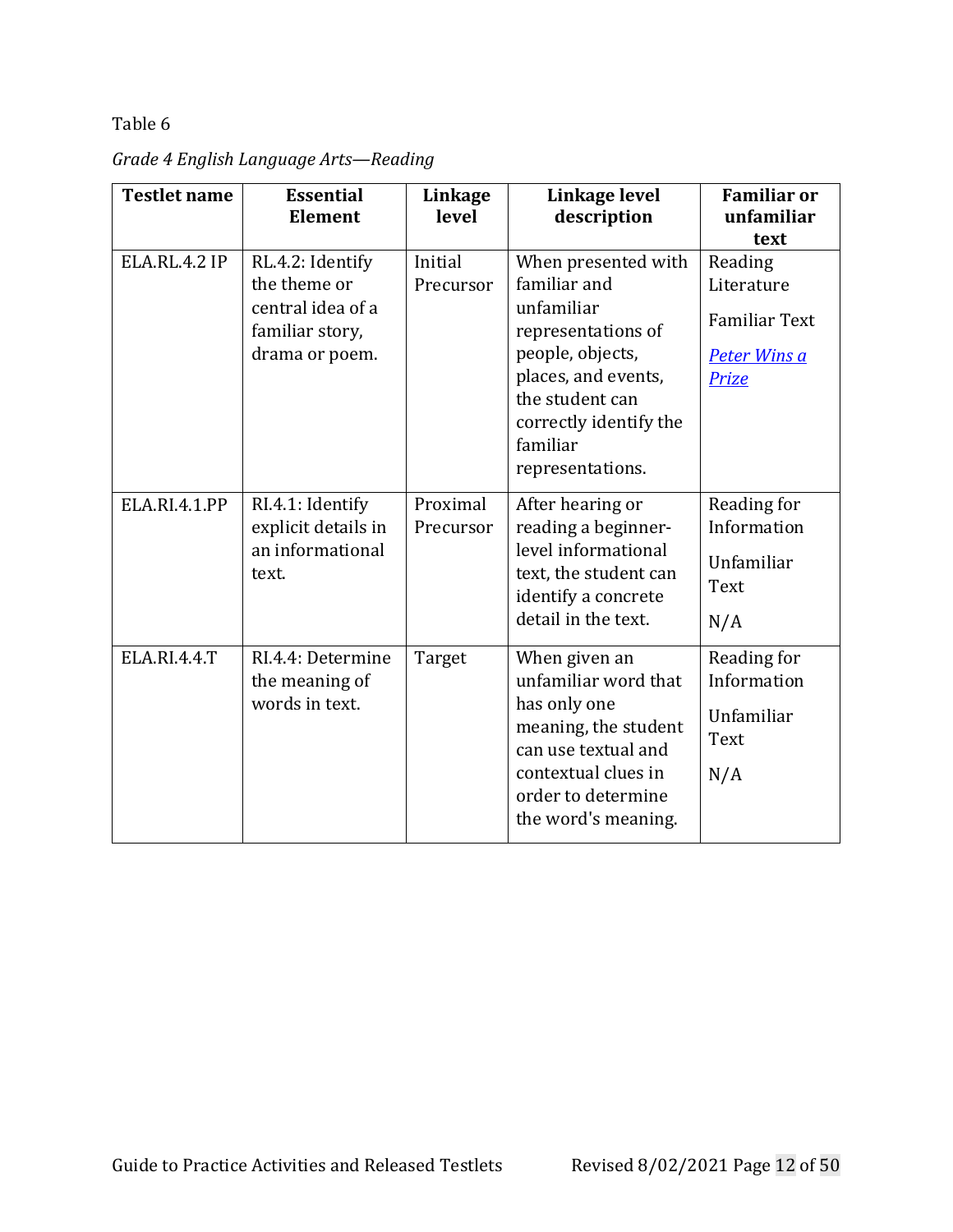Table 6

*Grade 4 English Language Arts—Reading*

| Testlet name | Essential Element | Linkage level | Linkage level description | Familiar or unfamiliar text |
|---|---|---|---|---|
| ELA.RL.4.2 IP | RL.4.2: Identify the theme or central idea of a familiar story, drama or poem. | Initial Precursor | When presented with familiar and unfamiliar representations of people, objects, places, and events, the student can correctly identify the familiar representations. | Reading Literature<br>Familiar Text<br>*Peter Wins a Prize* |
| ELA.RI.4.1.PP | RI.4.1: Identify explicit details in an informational text. | Proximal Precursor | After hearing or reading a beginner-level informational text, the student can identify a concrete detail in the text. | Reading for Information<br>Unfamiliar Text<br>N/A |
| ELA.RI.4.4.T | RI.4.4: Determine the meaning of words in text. | Target | When given an unfamiliar word that has only one meaning, the student can use textual and contextual clues in order to determine the word's meaning. | Reading for Information<br>Unfamiliar Text<br>N/A |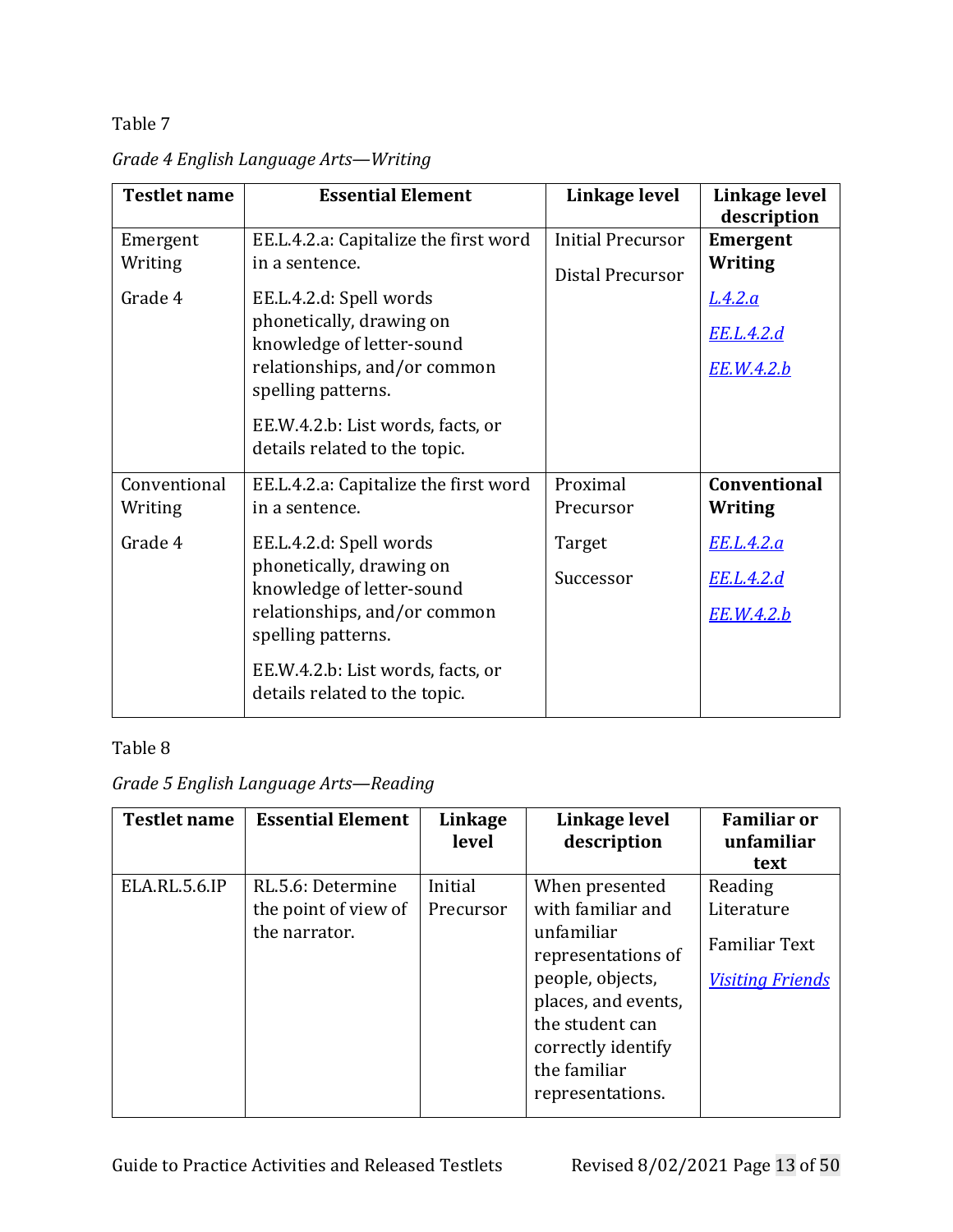Table 7

*Grade 4 English Language Arts—Writing*

| Testlet name | Essential Element | Linkage level | Linkage level description |
|---|---|---|---|
| Emergent Writing<br><br>Grade 4 | EE.L.4.2.a: Capitalize the first word in a sentence.<br><br>EE.L.4.2.d: Spell words phonetically, drawing on knowledge of letter-sound relationships, and/or common spelling patterns.<br><br>EE.W.4.2.b: List words, facts, or details related to the topic. | Initial Precursor<br><br>Distal Precursor | **Emergent Writing**<br><br>L.4.2.a<br><br>EE.L.4.2.d<br><br>EE.W.4.2.b |
| Conventional Writing<br><br>Grade 4 | EE.L.4.2.a: Capitalize the first word in a sentence.<br><br>EE.L.4.2.d: Spell words phonetically, drawing on knowledge of letter-sound relationships, and/or common spelling patterns.<br><br>EE.W.4.2.b: List words, facts, or details related to the topic. | Proximal Precursor<br><br>Target<br><br>Successor | **Conventional Writing**<br><br>EE.L.4.2.a<br><br>EE.L.4.2.d<br><br>EE.W.4.2.b |

Table 8

*Grade 5 English Language Arts—Reading*

| Testlet name | Essential Element | Linkage level | Linkage level description | Familiar or unfamiliar text |
|---|---|---|---|---|
| ELA.RL.5.6.IP | RL.5.6: Determine the point of view of the narrator. | Initial Precursor | When presented with familiar and unfamiliar representations of people, objects, places, and events, the student can correctly identify the familiar representations. | Reading Literature<br><br>Familiar Text<br><br>*Visiting Friends* |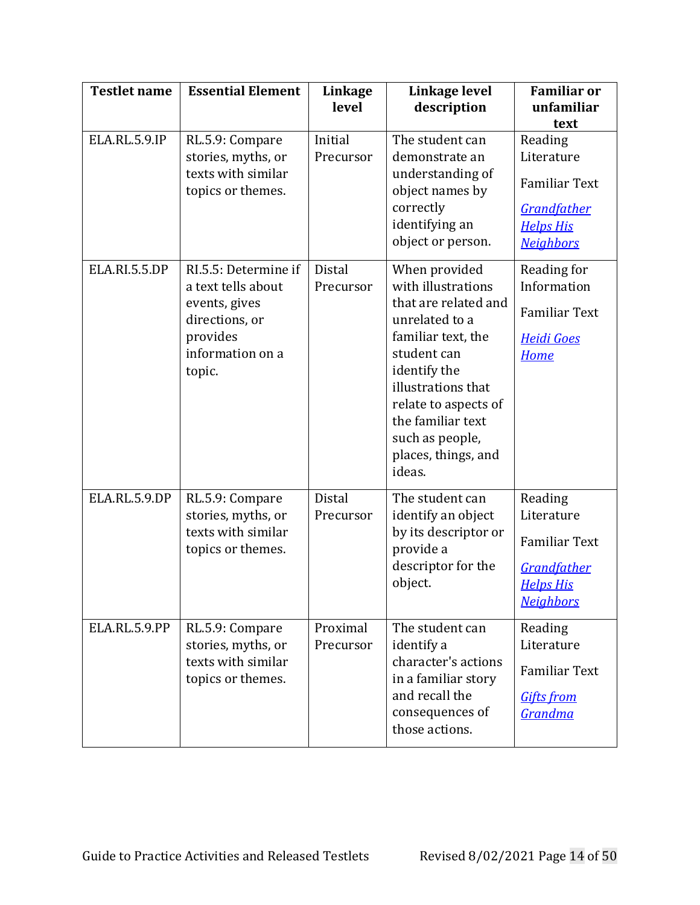| Testlet name | Essential Element | Linkage level | Linkage level description | Familiar or unfamiliar text |
|---|---|---|---|---|
| ELA.RL.5.9.IP | RL.5.9: Compare stories, myths, or texts with similar topics or themes. | Initial Precursor | The student can demonstrate an understanding of object names by correctly identifying an object or person. | Reading Literature<br><br>Familiar Text<br><br>*Grandfather Helps His Neighbors* |
| ELA.RI.5.5.DP | RI.5.5: Determine if a text tells about events, gives directions, or provides information on a topic. | Distal Precursor | When provided with illustrations that are related and unrelated to a familiar text, the student can identify the illustrations that relate to aspects of the familiar text such as people, places, things, and ideas. | Reading for Information<br><br>Familiar Text<br><br>*Heidi Goes Home* |
| ELA.RL.5.9.DP | RL.5.9: Compare stories, myths, or texts with similar topics or themes. | Distal Precursor | The student can identify an object by its descriptor or provide a descriptor for the object. | Reading Literature<br><br>Familiar Text<br><br>*Grandfather Helps His Neighbors* |
| ELA.RL.5.9.PP | RL.5.9: Compare stories, myths, or texts with similar topics or themes. | Proximal Precursor | The student can identify a character's actions in a familiar story and recall the consequences of those actions. | Reading Literature<br><br>Familiar Text<br><br>*Gifts from Grandma* |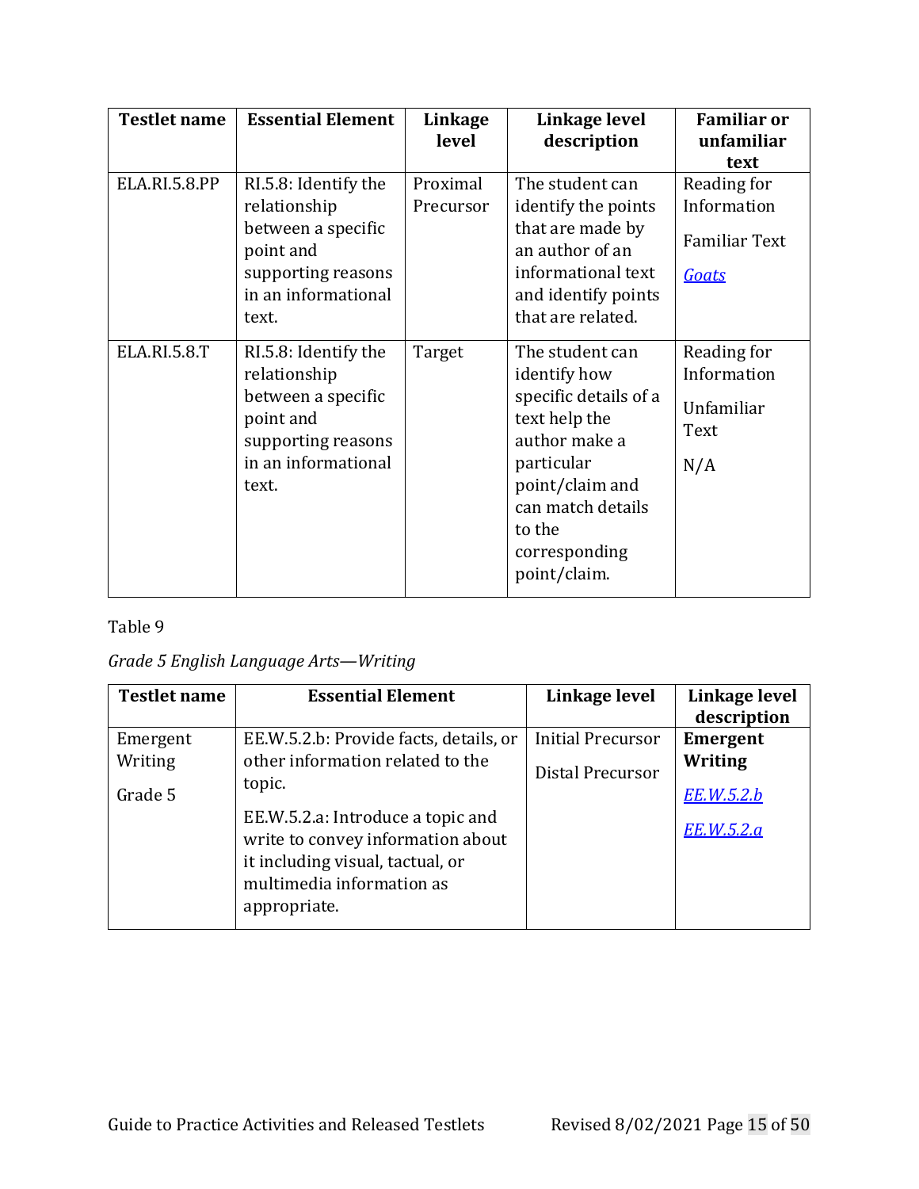| Testlet name | Essential Element | Linkage level | Linkage level description | Familiar or unfamiliar text |
|---|---|---|---|---|
| ELA.RI.5.8.PP | RI.5.8: Identify the relationship between a specific point and supporting reasons in an informational text. | Proximal Precursor | The student can identify the points that are made by an author of an informational text and identify points that are related. | Reading for Information<br><br>Familiar Text<br><br>*Goats* |
| ELA.RI.5.8.T | RI.5.8: Identify the relationship between a specific point and supporting reasons in an informational text. | Target | The student can identify how specific details of a text help the author make a particular point/claim and can match details to the corresponding point/claim. | Reading for Information<br><br>Unfamiliar Text<br><br>N/A |

Table 9

*Grade 5 English Language Arts—Writing*

| Testlet name | Essential Element | Linkage level | Linkage level description |
|---|---|---|---|
| Emergent Writing<br><br>Grade 5 | EE.W.5.2.b: Provide facts, details, or other information related to the topic.<br><br>EE.W.5.2.a: Introduce a topic and write to convey information about it including visual, tactual, or multimedia information as appropriate. | Initial Precursor<br><br>Distal Precursor | **Emergent Writing**<br><br>*EE.W.5.2.b*<br><br>*EE.W.5.2.a* |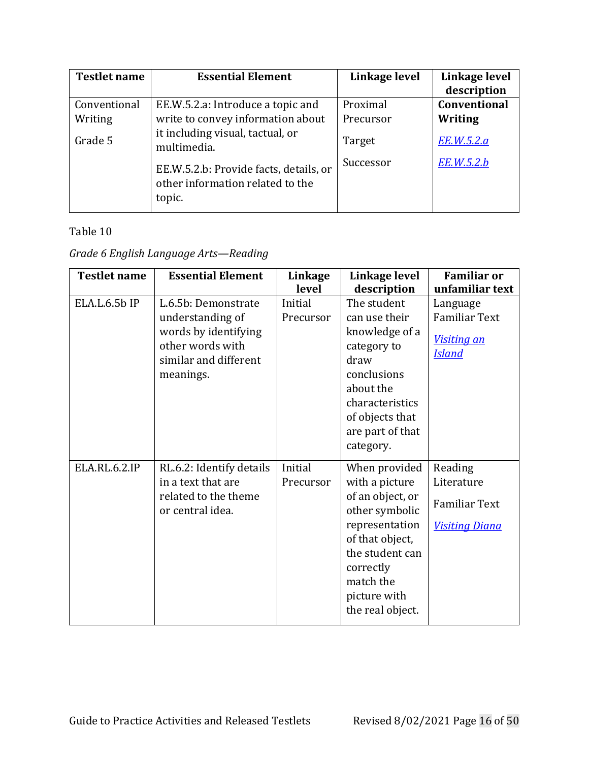| Testlet name | Essential Element | Linkage level | Linkage level description |
|---|---|---|---|
| Conventional Writing<br><br>Grade 5 | EE.W.5.2.a: Introduce a topic and write to convey information about it including visual, tactual, or multimedia.<br><br>EE.W.5.2.b: Provide facts, details, or other information related to the topic. | Proximal Precursor<br><br>Target<br><br>Successor | **Conventional Writing**<br><br>*EE.W.5.2.a*<br><br>*EE.W.5.2.b* |

Table 10

*Grade 6 English Language Arts—Reading*

| Testlet name | Essential Element | Linkage level | Linkage level description | Familiar or unfamiliar text |
|---|---|---|---|---|
| ELA.L.6.5b IP | L.6.5b: Demonstrate understanding of words by identifying other words with similar and different meanings. | Initial Precursor | The student can use their knowledge of a category to draw conclusions about the characteristics of objects that are part of that category. | Language Familiar Text<br><br>*Visiting an Island* |
| ELA.RL.6.2.IP | RL.6.2: Identify details in a text that are related to the theme or central idea. | Initial Precursor | When provided with a picture of an object, or other symbolic representation of that object, the student can correctly match the picture with the real object. | Reading Literature<br><br>Familiar Text<br><br>*Visiting Diana* |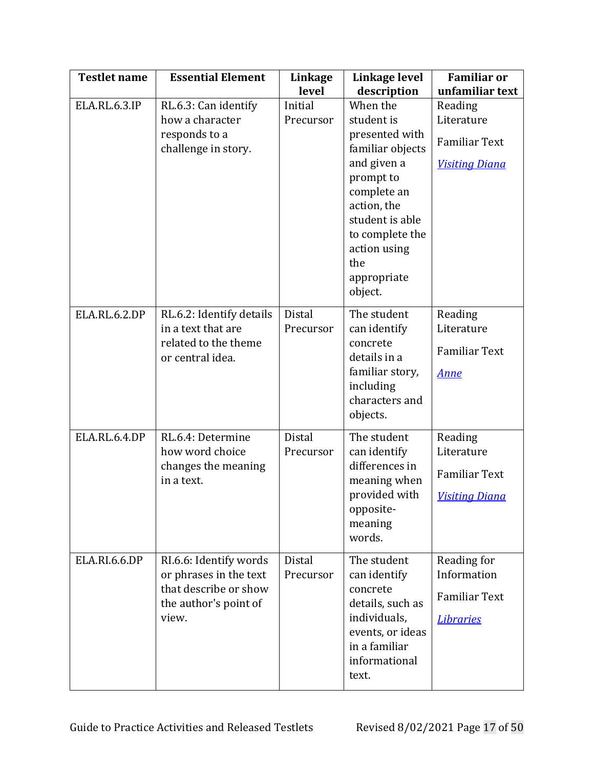| Testlet name | Essential Element | Linkage level | Linkage level description | Familiar or unfamiliar text |
|---|---|---|---|---|
| ELA.RL.6.3.IP | RL.6.3: Can identify how a character responds to a challenge in story. | Initial Precursor | When the student is presented with familiar objects and given a prompt to complete an action, the student is able to complete the action using the appropriate object. | Reading Literature<br><br>Familiar Text<br><br>*Visiting Diana* |
| ELA.RL.6.2.DP | RL.6.2: Identify details in a text that are related to the theme or central idea. | Distal Precursor | The student can identify concrete details in a familiar story, including characters and objects. | Reading Literature<br><br>Familiar Text<br><br>*Anne* |
| ELA.RL.6.4.DP | RL.6.4: Determine how word choice changes the meaning in a text. | Distal Precursor | The student can identify differences in meaning when provided with opposite-meaning words. | Reading Literature<br><br>Familiar Text<br><br>*Visiting Diana* |
| ELA.RI.6.6.DP | RI.6.6: Identify words or phrases in the text that describe or show the author's point of view. | Distal Precursor | The student can identify concrete details, such as individuals, events, or ideas in a familiar informational text. | Reading for Information<br><br>Familiar Text<br><br>*Libraries* |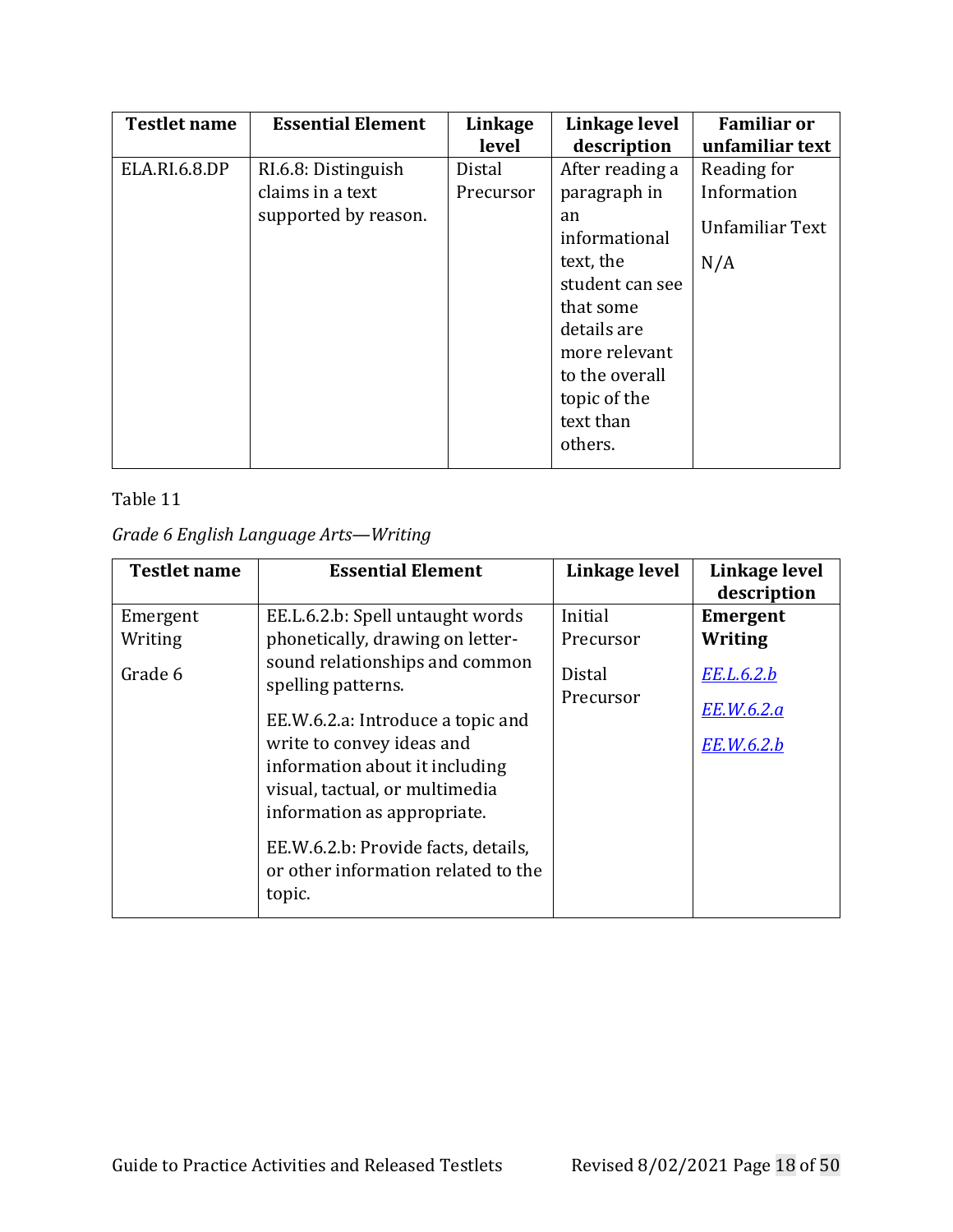| Testlet name | Essential Element | Linkage level | Linkage level description | Familiar or unfamiliar text |
|---|---|---|---|---|
| ELA.RI.6.8.DP | RI.6.8: Distinguish claims in a text supported by reason. | Distal Precursor | After reading a paragraph in an informational text, the student can see that some details are more relevant to the overall topic of the text than others. | Reading for Information<br><br>Unfamiliar Text<br><br>N/A |

Table 11

*Grade 6 English Language Arts—Writing*

| Testlet name | Essential Element | Linkage level | Linkage level description |
|---|---|---|---|
| Emergent Writing<br><br>Grade 6 | EE.L.6.2.b: Spell untaught words phonetically, drawing on letter-sound relationships and common spelling patterns.<br><br>EE.W.6.2.a: Introduce a topic and write to convey ideas and information about it including visual, tactual, or multimedia information as appropriate.<br><br>EE.W.6.2.b: Provide facts, details, or other information related to the topic. | Initial Precursor<br><br>Distal Precursor | **Emergent Writing**<br><br>*EE.L.6.2.b*<br><br>*EE.W.6.2.a*<br><br>*EE.W.6.2.b* |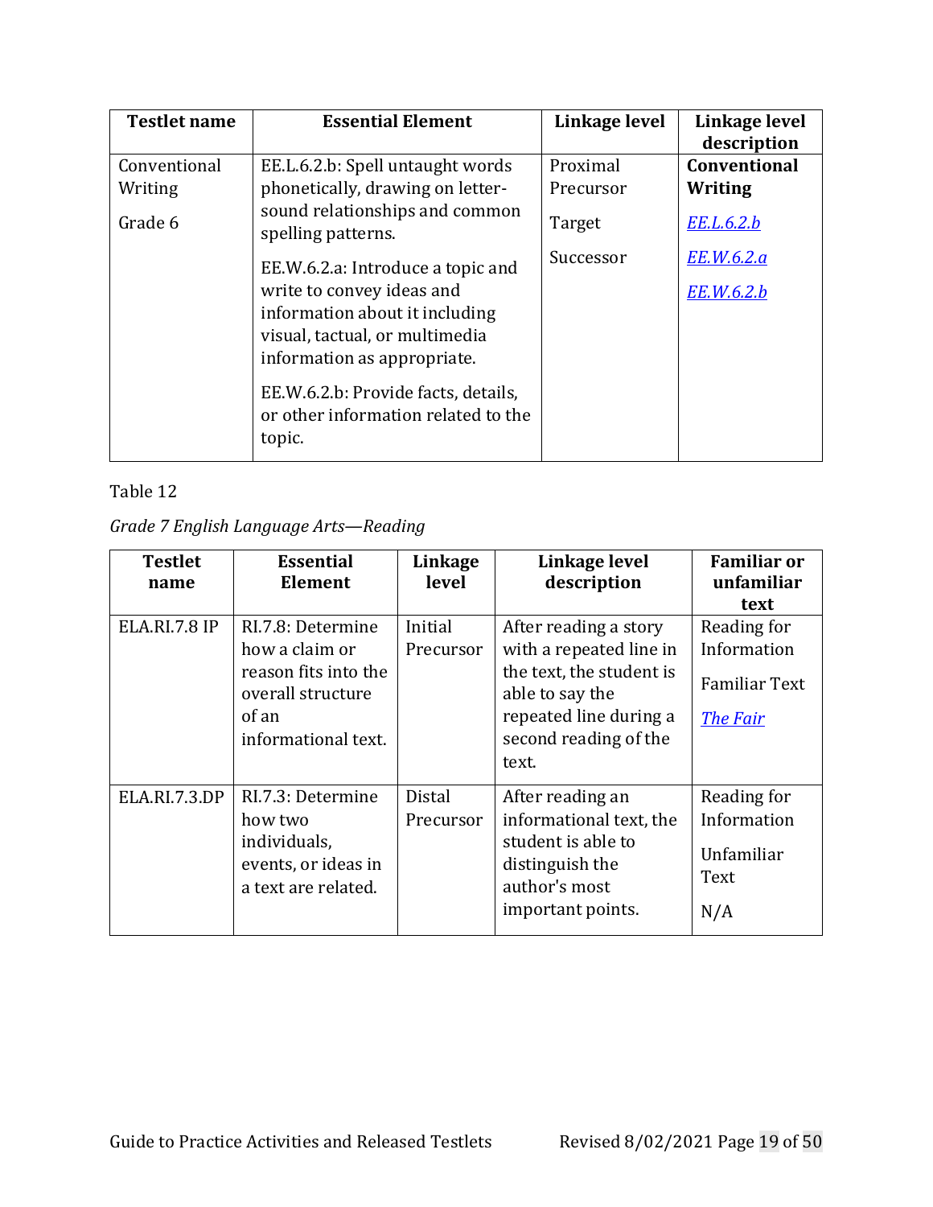| Testlet name | Essential Element | Linkage level | Linkage level description |
|---|---|---|---|
| Conventional Writing<br><br>Grade 6 | EE.L.6.2.b: Spell untaught words phonetically, drawing on letter-sound relationships and common spelling patterns.<br><br>EE.W.6.2.a: Introduce a topic and write to convey ideas and information about it including visual, tactual, or multimedia information as appropriate.<br><br>EE.W.6.2.b: Provide facts, details, or other information related to the topic. | Proximal Precursor<br><br>Target<br><br>Successor | **Conventional Writing**<br><br>*EE.L.6.2.b*<br><br>*EE.W.6.2.a*<br><br>*EE.W.6.2.b* |

Table 12

*Grade 7 English Language Arts—Reading*

| Testlet name | Essential Element | Linkage level | Linkage level description | Familiar or unfamiliar text |
|---|---|---|---|---|
| ELA.RI.7.8 IP | RI.7.8: Determine how a claim or reason fits into the overall structure of an informational text. | Initial Precursor | After reading a story with a repeated line in the text, the student is able to say the repeated line during a second reading of the text. | Reading for Information<br><br>Familiar Text<br><br>*The Fair* |
| ELA.RI.7.3.DP | RI.7.3: Determine how two individuals, events, or ideas in a text are related. | Distal Precursor | After reading an informational text, the student is able to distinguish the author's most important points. | Reading for Information<br><br>Unfamiliar Text<br><br>N/A |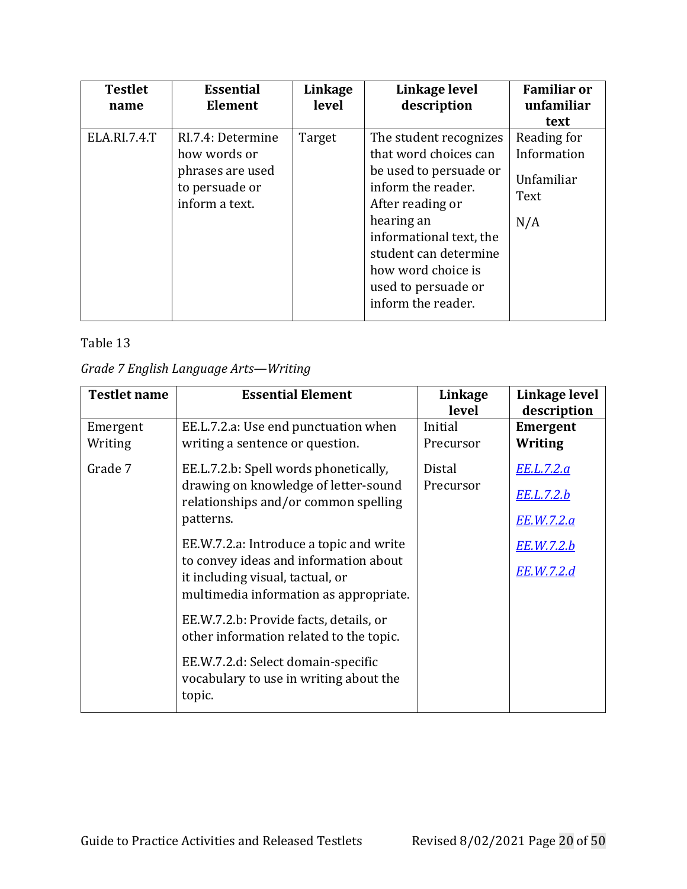| Testlet name | Essential Element | Linkage level | Linkage level description | Familiar or unfamiliar text |
|---|---|---|---|---|
| ELA.RI.7.4.T | RI.7.4: Determine how words or phrases are used to persuade or inform a text. | Target | The student recognizes that word choices can be used to persuade or inform the reader. After reading or hearing an informational text, the student can determine how word choice is used to persuade or inform the reader. | Reading for Information<br><br>Unfamiliar Text<br><br>N/A |

Table 13

*Grade 7 English Language Arts—Writing*

| Testlet name | Essential Element | Linkage level | Linkage level description |
|---|---|---|---|
| Emergent Writing<br><br>Grade 7 | EE.L.7.2.a: Use end punctuation when writing a sentence or question.<br><br>EE.L.7.2.b: Spell words phonetically, drawing on knowledge of letter-sound relationships and/or common spelling patterns.<br><br>EE.W.7.2.a: Introduce a topic and write to convey ideas and information about it including visual, tactual, or multimedia information as appropriate.<br><br>EE.W.7.2.b: Provide facts, details, or other information related to the topic.<br><br>EE.W.7.2.d: Select domain-specific vocabulary to use in writing about the topic. | Initial Precursor<br><br>Distal Precursor | **Emergent Writing**<br><br>EE.L.7.2.a<br><br>EE.L.7.2.b<br><br>EE.W.7.2.a<br><br>EE.W.7.2.b<br><br>EE.W.7.2.d |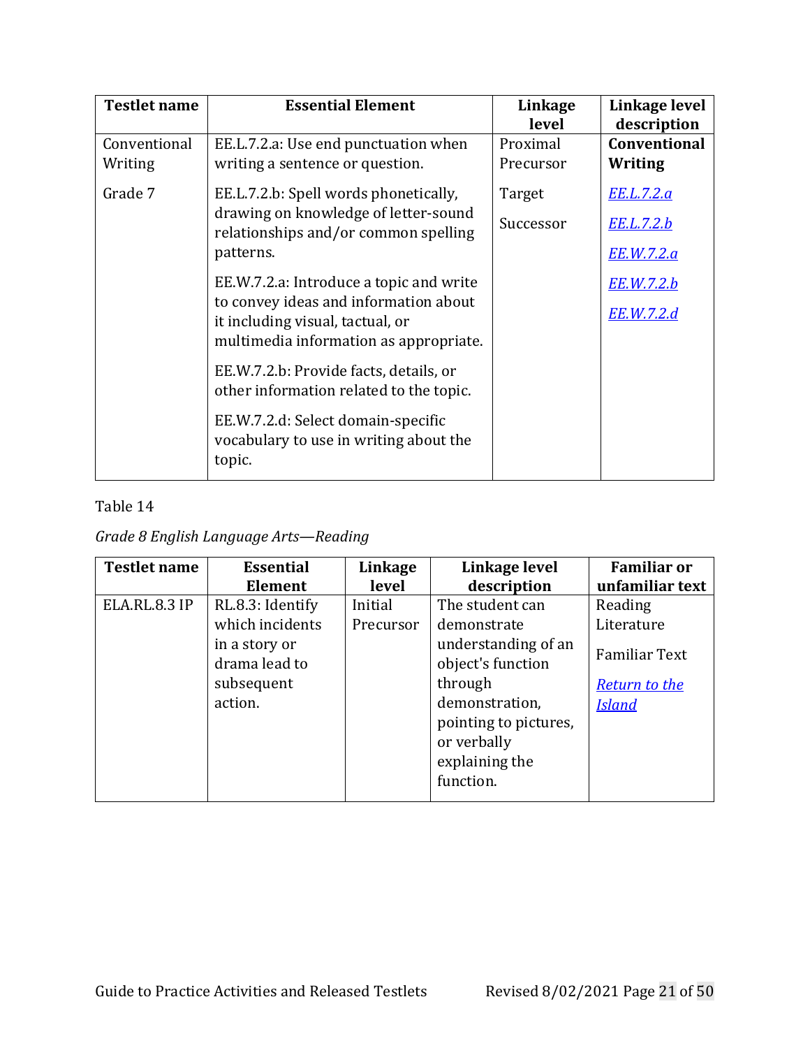| Testlet name | Essential Element | Linkage level | Linkage level description |
|---|---|---|---|
| Conventional Writing<br><br>Grade 7 | EE.L.7.2.a: Use end punctuation when writing a sentence or question.<br><br>EE.L.7.2.b: Spell words phonetically, drawing on knowledge of letter-sound relationships and/or common spelling patterns.<br><br>EE.W.7.2.a: Introduce a topic and write to convey ideas and information about it including visual, tactual, or multimedia information as appropriate.<br><br>EE.W.7.2.b: Provide facts, details, or other information related to the topic.<br><br>EE.W.7.2.d: Select domain-specific vocabulary to use in writing about the topic. | Proximal Precursor<br><br>Target<br><br>Successor | **Conventional Writing**<br><br>*EE.L.7.2.a*<br><br>*EE.L.7.2.b*<br><br>*EE.W.7.2.a*<br><br>*EE.W.7.2.b*<br><br>*EE.W.7.2.d* |

Table 14

*Grade 8 English Language Arts—Reading*

| Testlet name | Essential Element | Linkage level | Linkage level description | Familiar or unfamiliar text |
|---|---|---|---|---|
| ELA.RL.8.3 IP | RL.8.3: Identify which incidents in a story or drama lead to subsequent action. | Initial Precursor | The student can demonstrate understanding of an object's function through demonstration, pointing to pictures, or verbally explaining the function. | Reading Literature<br><br>Familiar Text<br><br>*Return to the Island* |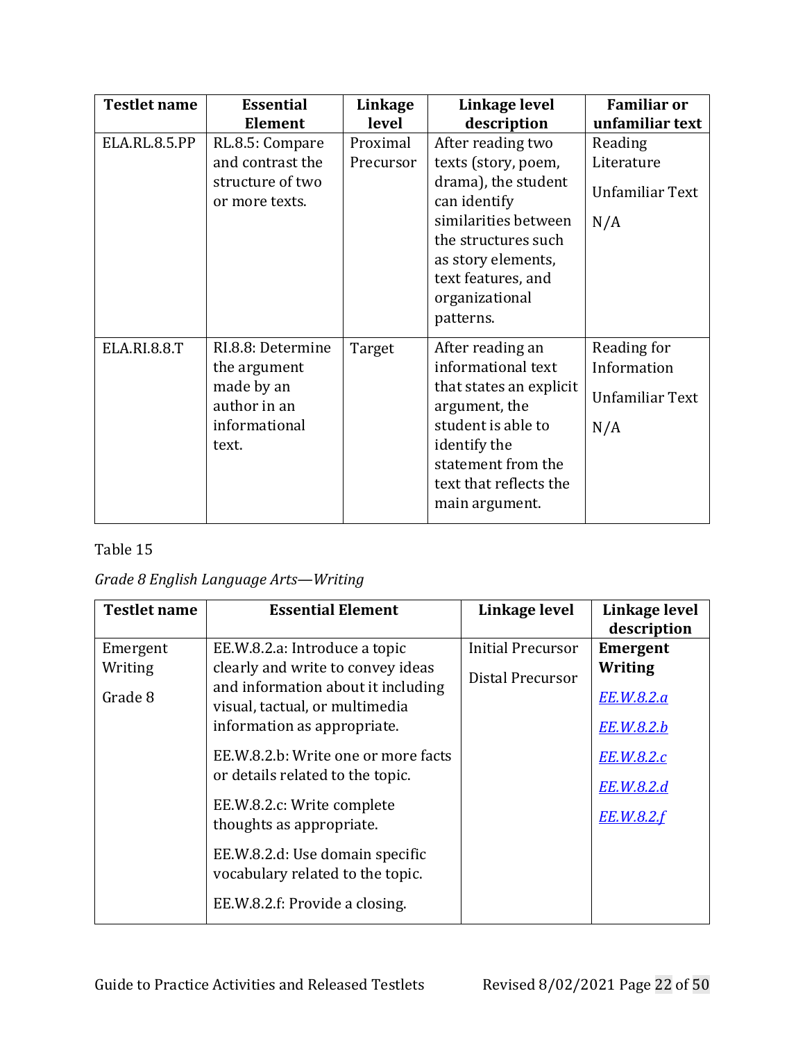| Testlet name | Essential Element | Linkage level | Linkage level description | Familiar or unfamiliar text |
|---|---|---|---|---|
| ELA.RL.8.5.PP | RL.8.5: Compare and contrast the structure of two or more texts. | Proximal Precursor | After reading two texts (story, poem, drama), the student can identify similarities between the structures such as story elements, text features, and organizational patterns. | Reading Literature<br>Unfamiliar Text<br>N/A |
| ELA.RI.8.8.T | RI.8.8: Determine the argument made by an author in an informational text. | Target | After reading an informational text that states an explicit argument, the student is able to identify the statement from the text that reflects the main argument. | Reading for Information<br>Unfamiliar Text<br>N/A |

Table 15

*Grade 8 English Language Arts—Writing*

| Testlet name | Essential Element | Linkage level | Linkage level description |
|---|---|---|---|
| Emergent Writing<br>Grade 8 | EE.W.8.2.a: Introduce a topic clearly and write to convey ideas and information about it including visual, tactual, or multimedia information as appropriate.<br>EE.W.8.2.b: Write one or more facts or details related to the topic.<br>EE.W.8.2.c: Write complete thoughts as appropriate.<br>EE.W.8.2.d: Use domain specific vocabulary related to the topic.<br>EE.W.8.2.f: Provide a closing. | Initial Precursor<br>Distal Precursor | **Emergent Writing**<br>*EE.W.8.2.a*<br>*EE.W.8.2.b*<br>*EE.W.8.2.c*<br>*EE.W.8.2.d*<br>*EE.W.8.2.f* |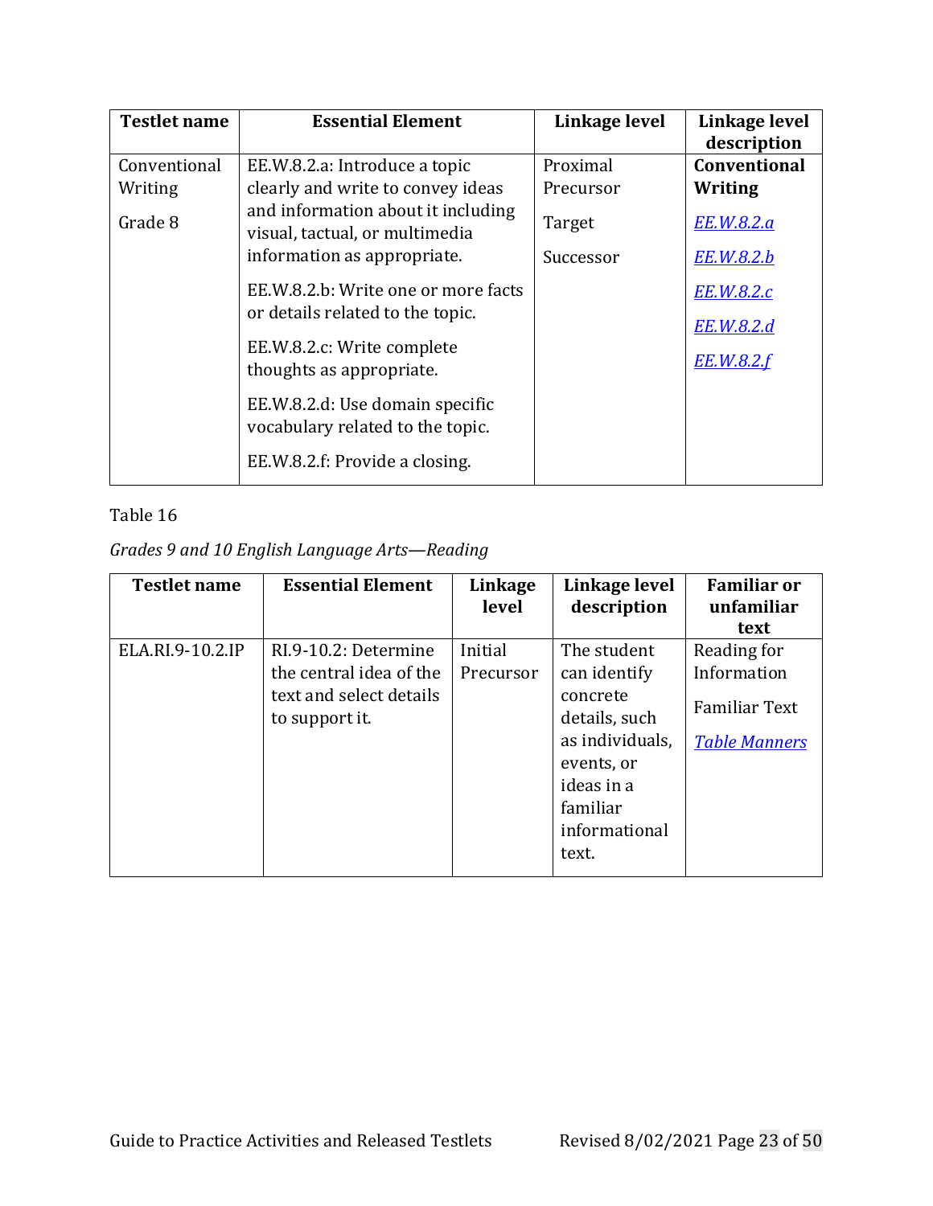| Testlet name | Essential Element | Linkage level | Linkage level description |
|---|---|---|---|
| Conventional Writing<br><br>Grade 8 | EE.W.8.2.a: Introduce a topic clearly and write to convey ideas and information about it including visual, tactual, or multimedia information as appropriate.<br><br>EE.W.8.2.b: Write one or more facts or details related to the topic.<br><br>EE.W.8.2.c: Write complete thoughts as appropriate.<br><br>EE.W.8.2.d: Use domain specific vocabulary related to the topic.<br><br>EE.W.8.2.f: Provide a closing. | Proximal Precursor<br><br>Target<br><br>Successor | **Conventional Writing**<br><br>*EE.W.8.2.a*<br><br>*EE.W.8.2.b*<br><br>*EE.W.8.2.c*<br><br>*EE.W.8.2.d*<br><br>*EE.W.8.2.f* |

Table 16

*Grades 9 and 10 English Language Arts—Reading*

| Testlet name | Essential Element | Linkage level | Linkage level description | Familiar or unfamiliar text |
|---|---|---|---|---|
| ELA.RI.9-10.2.IP | RI.9-10.2: Determine the central idea of the text and select details to support it. | Initial Precursor | The student can identify concrete details, such as individuals, events, or ideas in a familiar informational text. | Reading for Information<br><br>Familiar Text<br><br>*Table Manners* |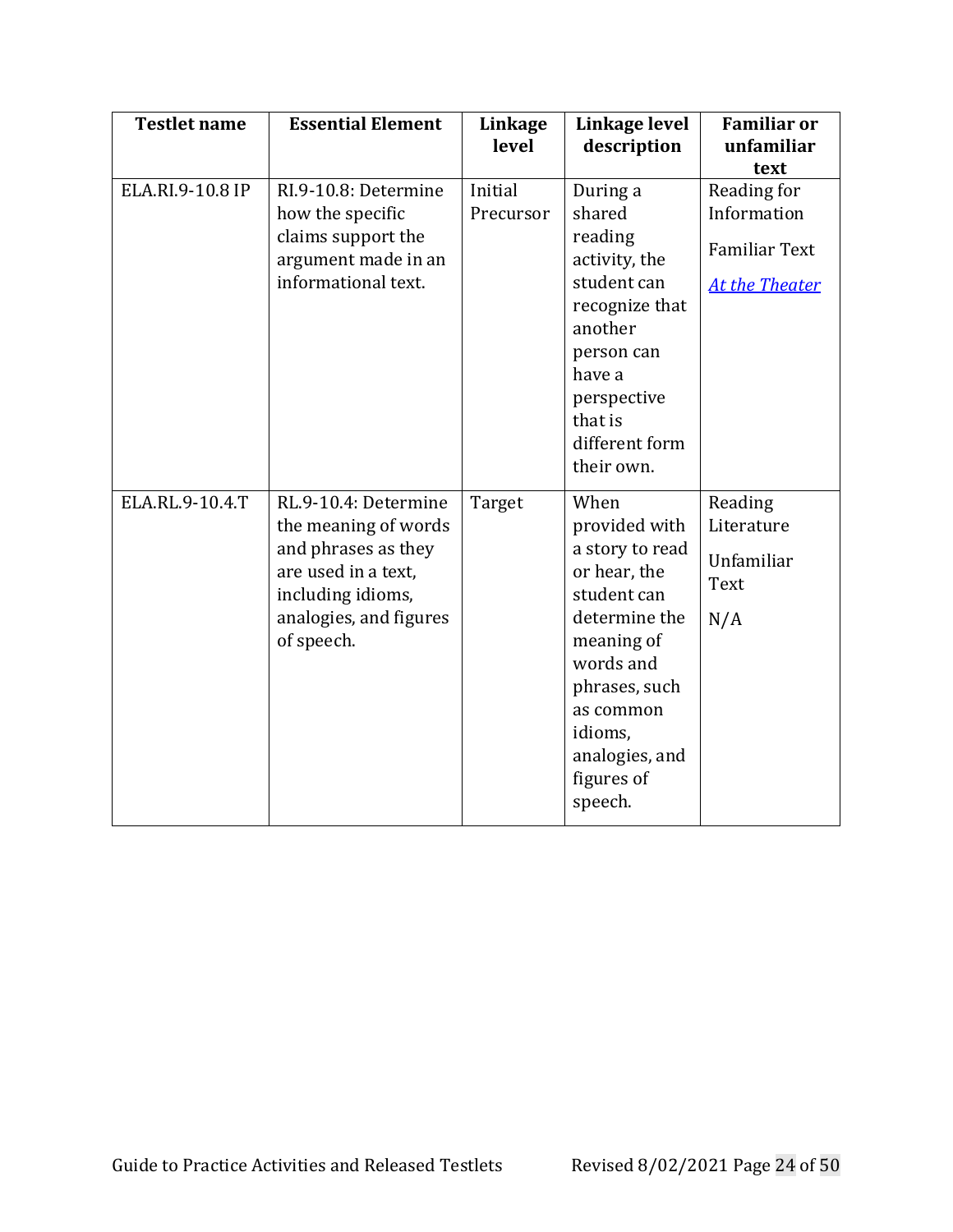| Testlet name | Essential Element | Linkage level | Linkage level description | Familiar or unfamiliar text |
|---|---|---|---|---|
| ELA.RI.9-10.8 IP | RI.9-10.8: Determine how the specific claims support the argument made in an informational text. | Initial Precursor | During a shared reading activity, the student can recognize that another person can have a perspective that is different form their own. | Reading for Information<br><br>Familiar Text<br><br>*At the Theater* |
| ELA.RL.9-10.4.T | RL.9-10.4: Determine the meaning of words and phrases as they are used in a text, including idioms, analogies, and figures of speech. | Target | When provided with a story to read or hear, the student can determine the meaning of words and phrases, such as common idioms, analogies, and figures of speech. | Reading Literature<br><br>Unfamiliar Text<br><br>N/A |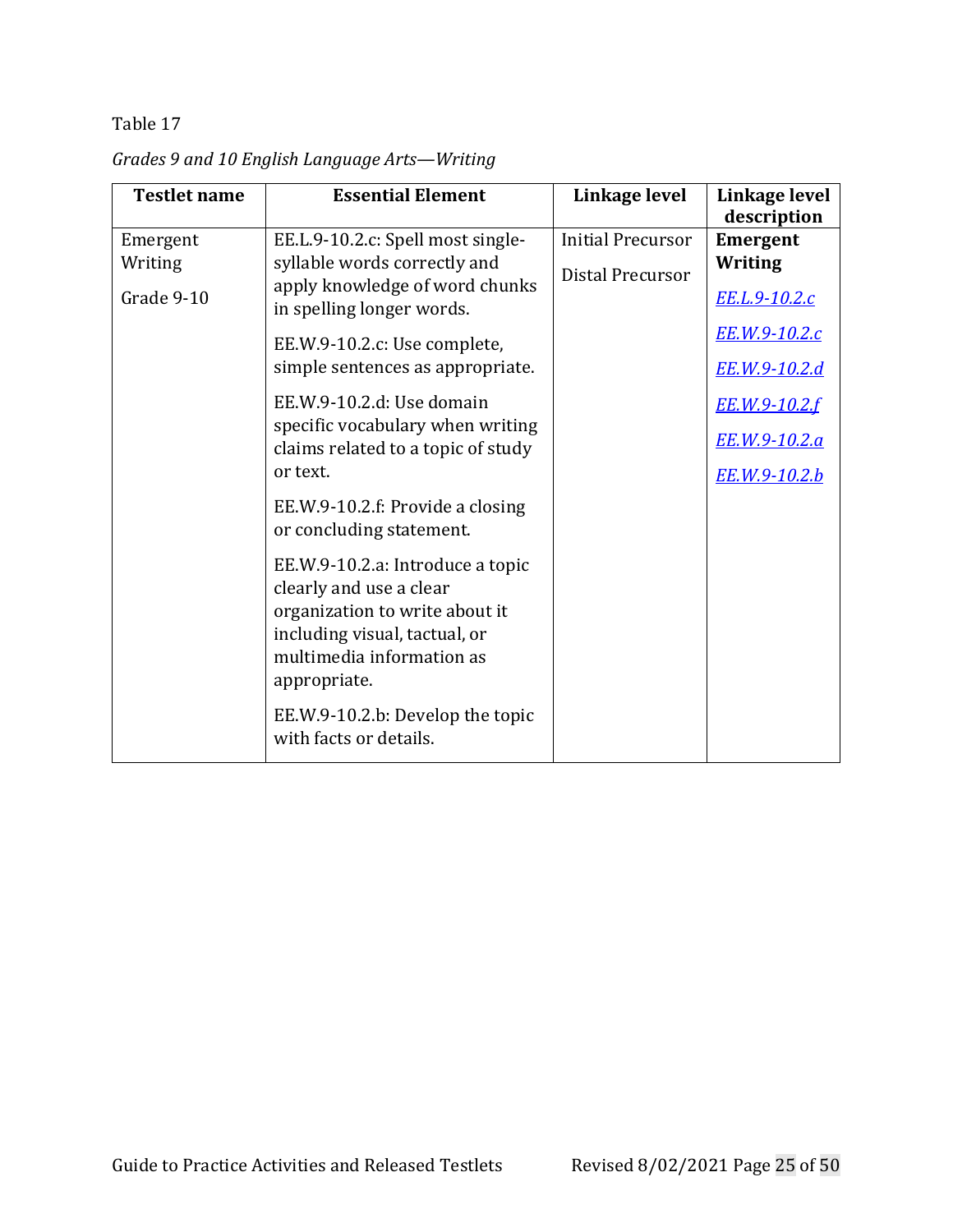Table 17

*Grades 9 and 10 English Language Arts—Writing*

| Testlet name | Essential Element | Linkage level | Linkage level description |
|---|---|---|---|
| Emergent Writing<br><br>Grade 9-10 | EE.L.9-10.2.c: Spell most single-syllable words correctly and apply knowledge of word chunks in spelling longer words.<br><br>EE.W.9-10.2.c: Use complete, simple sentences as appropriate.<br><br>EE.W.9-10.2.d: Use domain specific vocabulary when writing claims related to a topic of study or text.<br><br>EE.W.9-10.2.f: Provide a closing or concluding statement.<br><br>EE.W.9-10.2.a: Introduce a topic clearly and use a clear organization to write about it including visual, tactual, or multimedia information as appropriate.<br><br>EE.W.9-10.2.b: Develop the topic with facts or details. | Initial Precursor<br><br>Distal Precursor | **Emergent Writing**<br><br>*EE.L.9-10.2.c*<br><br>*EE.W.9-10.2.c*<br><br>*EE.W.9-10.2.d*<br><br>*EE.W.9-10.2.f*<br><br>*EE.W.9-10.2.a*<br><br>*EE.W.9-10.2.b* |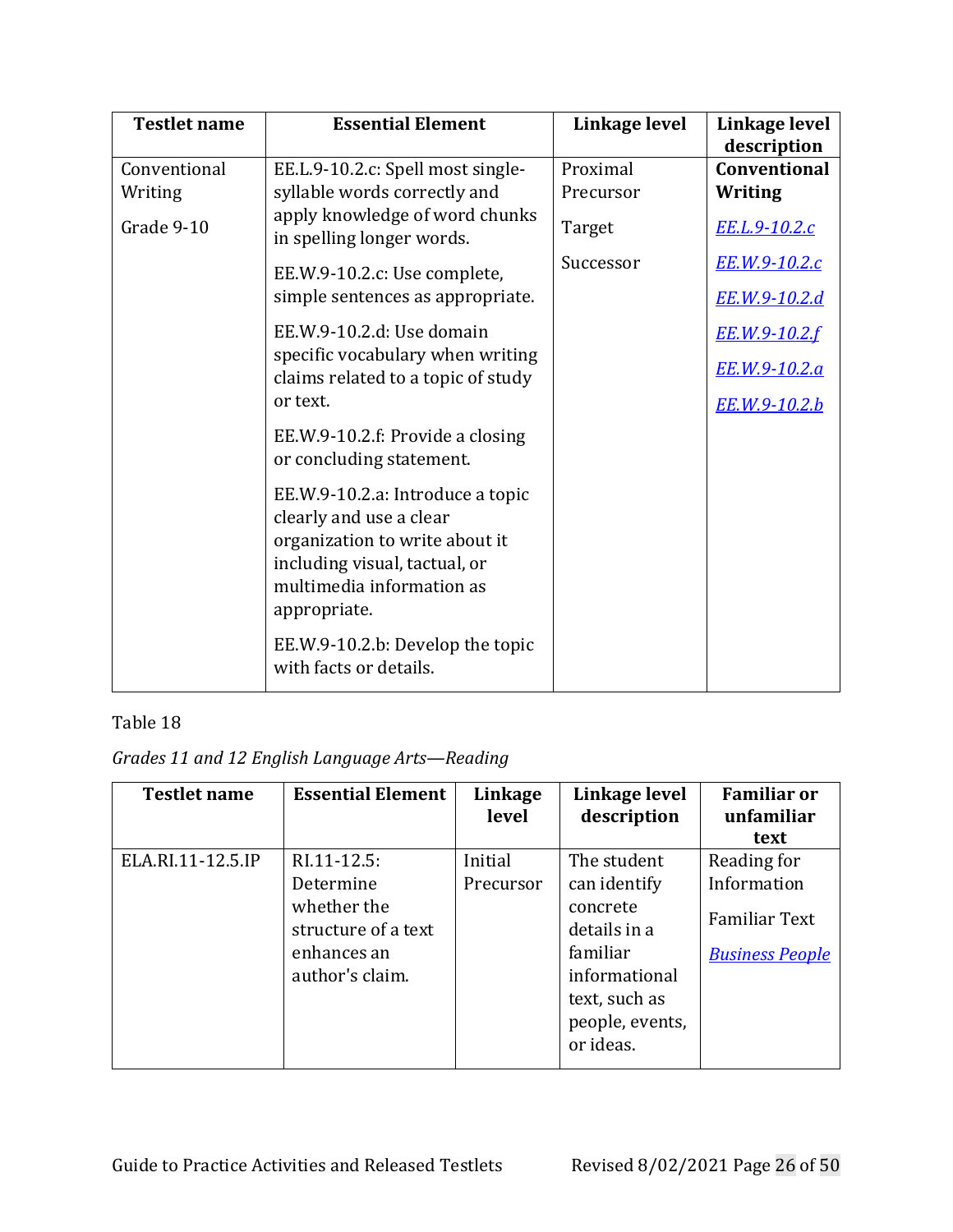| Testlet name | Essential Element | Linkage level | Linkage level description |
|---|---|---|---|
| Conventional Writing<br><br>Grade 9-10 | EE.L.9-10.2.c: Spell most single-syllable words correctly and apply knowledge of word chunks in spelling longer words.<br><br>EE.W.9-10.2.c: Use complete, simple sentences as appropriate.<br><br>EE.W.9-10.2.d: Use domain specific vocabulary when writing claims related to a topic of study or text.<br><br>EE.W.9-10.2.f: Provide a closing or concluding statement.<br><br>EE.W.9-10.2.a: Introduce a topic clearly and use a clear organization to write about it including visual, tactual, or multimedia information as appropriate.<br><br>EE.W.9-10.2.b: Develop the topic with facts or details. | Proximal Precursor<br><br>Target<br><br>Successor | **Conventional Writing**<br><br>*EE.L.9-10.2.c*<br><br>*EE.W.9-10.2.c*<br><br>*EE.W.9-10.2.d*<br><br>*EE.W.9-10.2.f*<br><br>*EE.W.9-10.2.a*<br><br>*EE.W.9-10.2.b* |

Table 18

*Grades 11 and 12 English Language Arts—Reading*

| Testlet name | Essential Element | Linkage level | Linkage level description | Familiar or unfamiliar text |
|---|---|---|---|---|
| ELA.RI.11-12.5.IP | RI.11-12.5: Determine whether the structure of a text enhances an author's claim. | Initial Precursor | The student can identify concrete details in a familiar informational text, such as people, events, or ideas. | Reading for Information<br><br>Familiar Text<br><br>*Business People* |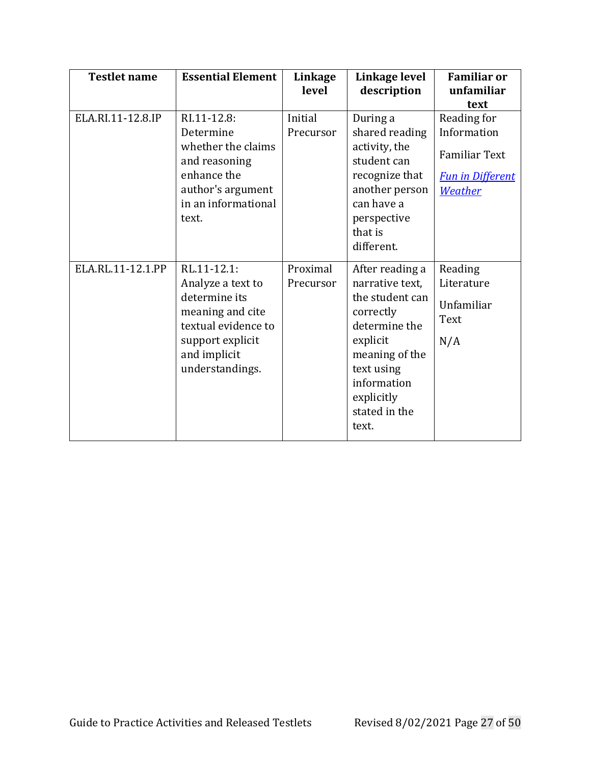| Testlet name | Essential Element | Linkage level | Linkage level description | Familiar or unfamiliar text |
|---|---|---|---|---|
| ELA.RI.11-12.8.IP | RI.11-12.8: Determine whether the claims and reasoning enhance the author's argument in an informational text. | Initial Precursor | During a shared reading activity, the student can recognize that another person can have a perspective that is different. | Reading for Information<br><br>Familiar Text<br><br>*Fun in Different Weather* |
| ELA.RL.11-12.1.PP | RL.11-12.1: Analyze a text to determine its meaning and cite textual evidence to support explicit and implicit understandings. | Proximal Precursor | After reading a narrative text, the student can correctly determine the explicit meaning of the text using information explicitly stated in the text. | Reading Literature<br><br>Unfamiliar Text<br><br>N/A |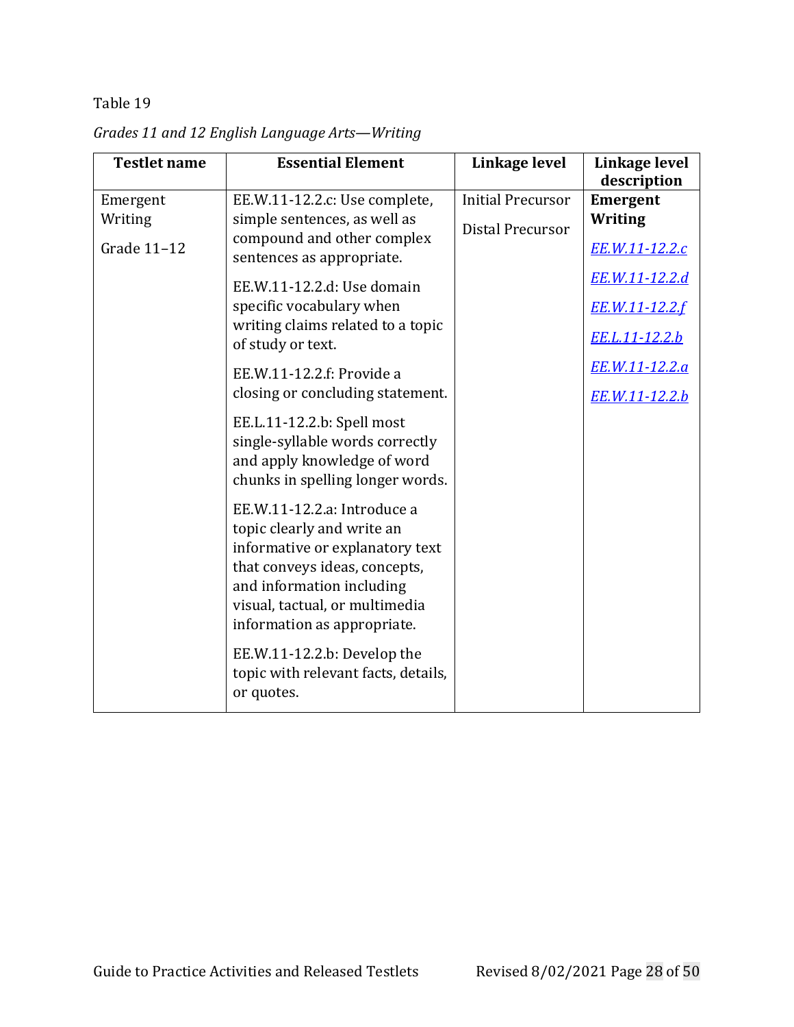Table 19

*Grades 11 and 12 English Language Arts—Writing*

| Testlet name | Essential Element | Linkage level | Linkage level description |
| --- | --- | --- | --- |
| Emergent Writing<br><br>Grade 11–12 | EE.W.11-12.2.c: Use complete, simple sentences, as well as compound and other complex sentences as appropriate.<br><br>EE.W.11-12.2.d: Use domain specific vocabulary when writing claims related to a topic of study or text.<br><br>EE.W.11-12.2.f: Provide a closing or concluding statement.<br><br>EE.L.11-12.2.b: Spell most single-syllable words correctly and apply knowledge of word chunks in spelling longer words.<br><br>EE.W.11-12.2.a: Introduce a topic clearly and write an informative or explanatory text that conveys ideas, concepts, and information including visual, tactual, or multimedia information as appropriate.<br><br>EE.W.11-12.2.b: Develop the topic with relevant facts, details, or quotes. | Initial Precursor<br><br>Distal Precursor | **Emergent Writing**<br><br>*EE.W.11-12.2.c*<br><br>*EE.W.11-12.2.d*<br><br>*EE.W.11-12.2.f*<br><br>*EE.L.11-12.2.b*<br><br>*EE.W.11-12.2.a*<br><br>*EE.W.11-12.2.b* |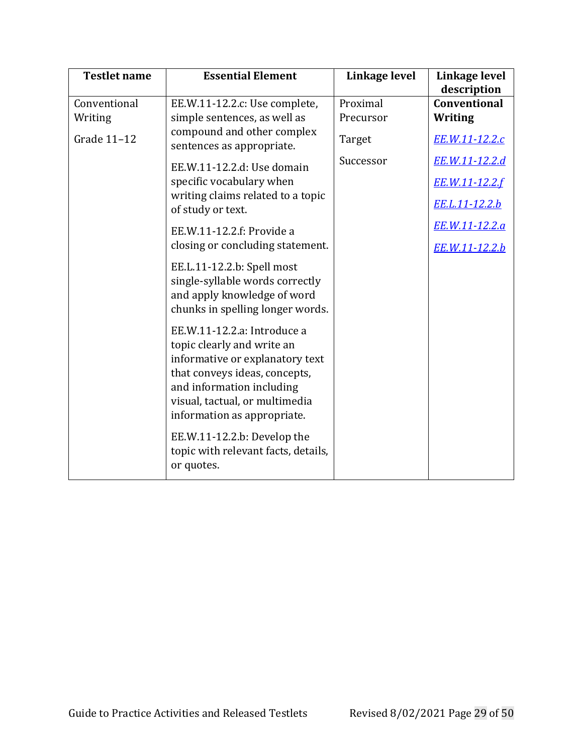| Testlet name | Essential Element | Linkage level | Linkage level description |
|---|---|---|---|
| Conventional Writing<br><br>Grade 11–12 | EE.W.11-12.2.c: Use complete, simple sentences, as well as compound and other complex sentences as appropriate.<br><br>EE.W.11-12.2.d: Use domain specific vocabulary when writing claims related to a topic of study or text.<br><br>EE.W.11-12.2.f: Provide a closing or concluding statement.<br><br>EE.L.11-12.2.b: Spell most single-syllable words correctly and apply knowledge of word chunks in spelling longer words.<br><br>EE.W.11-12.2.a: Introduce a topic clearly and write an informative or explanatory text that conveys ideas, concepts, and information including visual, tactual, or multimedia information as appropriate.<br><br>EE.W.11-12.2.b: Develop the topic with relevant facts, details, or quotes. | Proximal Precursor<br><br>Target<br><br>Successor | **Conventional Writing**<br><br>*EE.W.11-12.2.c*<br><br>*EE.W.11-12.2.d*<br><br>*EE.W.11-12.2.f*<br><br>*EE.L.11-12.2.b*<br><br>*EE.W.11-12.2.a*<br><br>*EE.W.11-12.2.b* |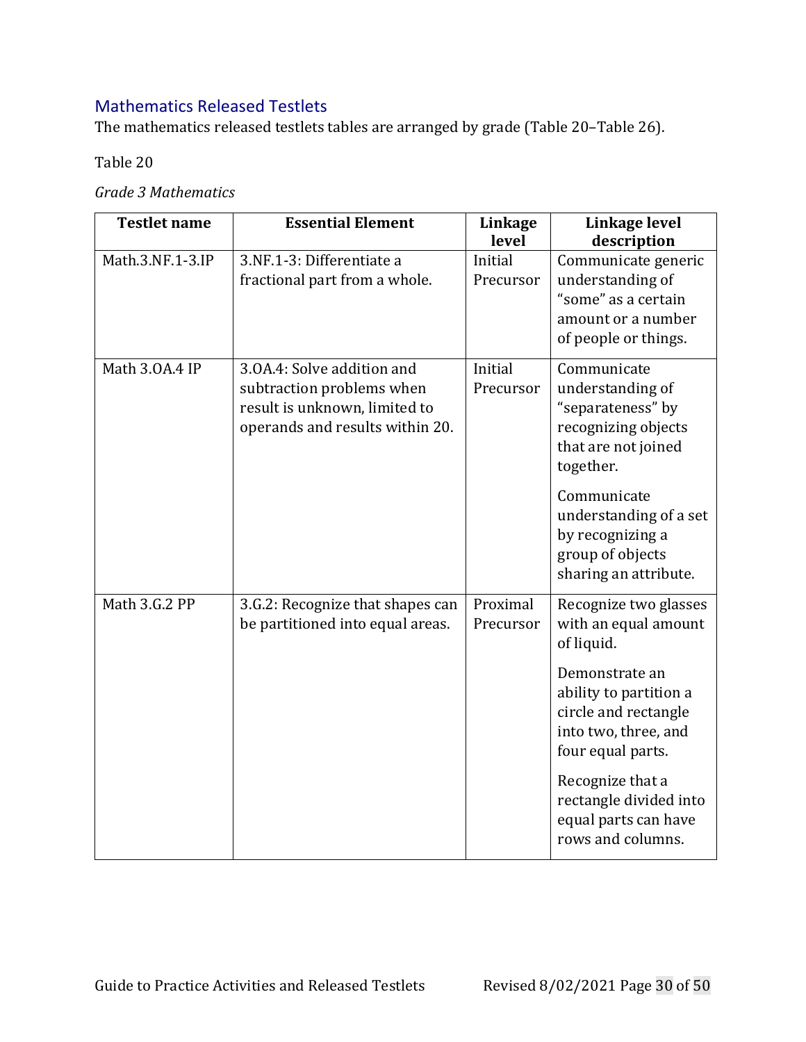## Mathematics Released Testlets

The mathematics released testlets tables are arranged by grade (Table 20–Table 26).

Table 20

*Grade 3 Mathematics*

| Testlet name | Essential Element | Linkage level | Linkage level description |
|---|---|---|---|
| Math.3.NF.1-3.IP | 3.NF.1-3: Differentiate a fractional part from a whole. | Initial Precursor | Communicate generic understanding of "some" as a certain amount or a number of people or things. |
| Math 3.OA.4 IP | 3.OA.4: Solve addition and subtraction problems when result is unknown, limited to operands and results within 20. | Initial Precursor | Communicate understanding of "separateness" by recognizing objects that are not joined together.<br><br>Communicate understanding of a set by recognizing a group of objects sharing an attribute. |
| Math 3.G.2 PP | 3.G.2: Recognize that shapes can be partitioned into equal areas. | Proximal Precursor | Recognize two glasses with an equal amount of liquid.<br><br>Demonstrate an ability to partition a circle and rectangle into two, three, and four equal parts.<br><br>Recognize that a rectangle divided into equal parts can have rows and columns. |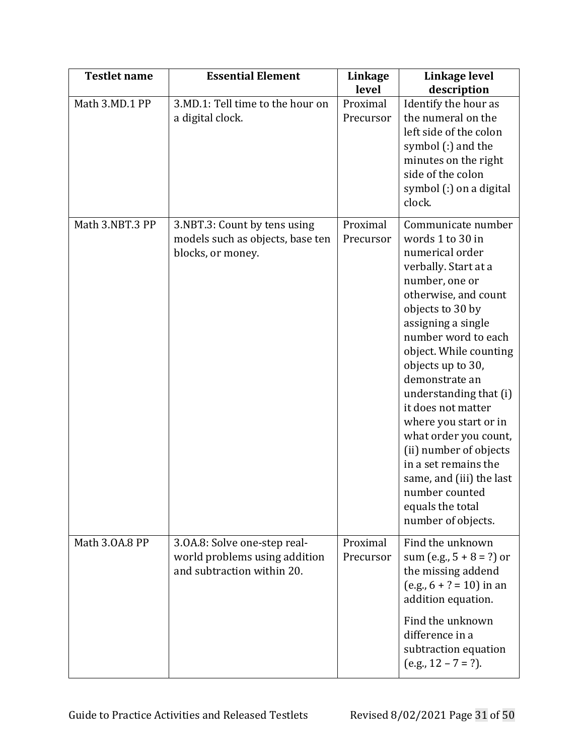| Testlet name | Essential Element | Linkage level | Linkage level description |
|---|---|---|---|
| Math 3.MD.1 PP | 3.MD.1: Tell time to the hour on a digital clock. | Proximal Precursor | Identify the hour as the numeral on the left side of the colon symbol (:) and the minutes on the right side of the colon symbol (:) on a digital clock. |
| Math 3.NBT.3 PP | 3.NBT.3: Count by tens using models such as objects, base ten blocks, or money. | Proximal Precursor | Communicate number words 1 to 30 in numerical order verbally. Start at a number, one or otherwise, and count objects to 30 by assigning a single number word to each object. While counting objects up to 30, demonstrate an understanding that (i) it does not matter where you start or in what order you count, (ii) number of objects in a set remains the same, and (iii) the last number counted equals the total number of objects. |
| Math 3.OA.8 PP | 3.OA.8: Solve one-step real-world problems using addition and subtraction within 20. | Proximal Precursor | Find the unknown sum (e.g., $5 + 8 = ?$) or the missing addend (e.g., $6 + ? = 10$) in an addition equation.<br><br>Find the unknown difference in a subtraction equation (e.g., $12 - 7 = ?$). |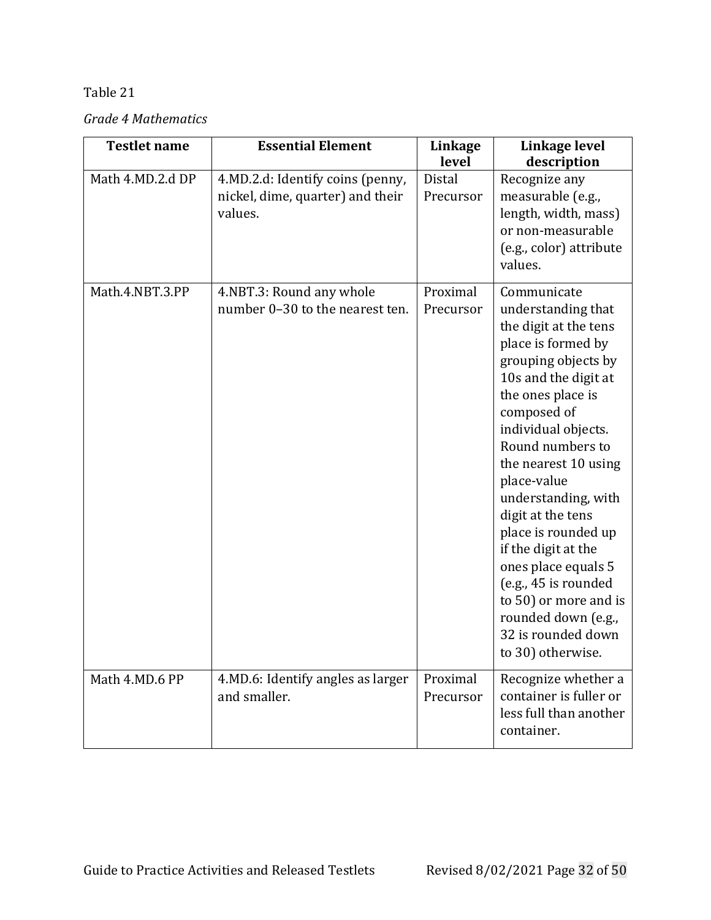Table 21

*Grade 4 Mathematics*

| Testlet name | Essential Element | Linkage level | Linkage level description |
|---|---|---|---|
| Math 4.MD.2.d DP | 4.MD.2.d: Identify coins (penny, nickel, dime, quarter) and their values. | Distal Precursor | Recognize any measurable (e.g., length, width, mass) or non-measurable (e.g., color) attribute values. |
| Math.4.NBT.3.PP | 4.NBT.3: Round any whole number 0–30 to the nearest ten. | Proximal Precursor | Communicate understanding that the digit at the tens place is formed by grouping objects by 10s and the digit at the ones place is composed of individual objects. Round numbers to the nearest 10 using place-value understanding, with digit at the tens place is rounded up if the digit at the ones place equals 5 (e.g., 45 is rounded to 50) or more and is rounded down (e.g., 32 is rounded down to 30) otherwise. |
| Math 4.MD.6 PP | 4.MD.6: Identify angles as larger and smaller. | Proximal Precursor | Recognize whether a container is fuller or less full than another container. |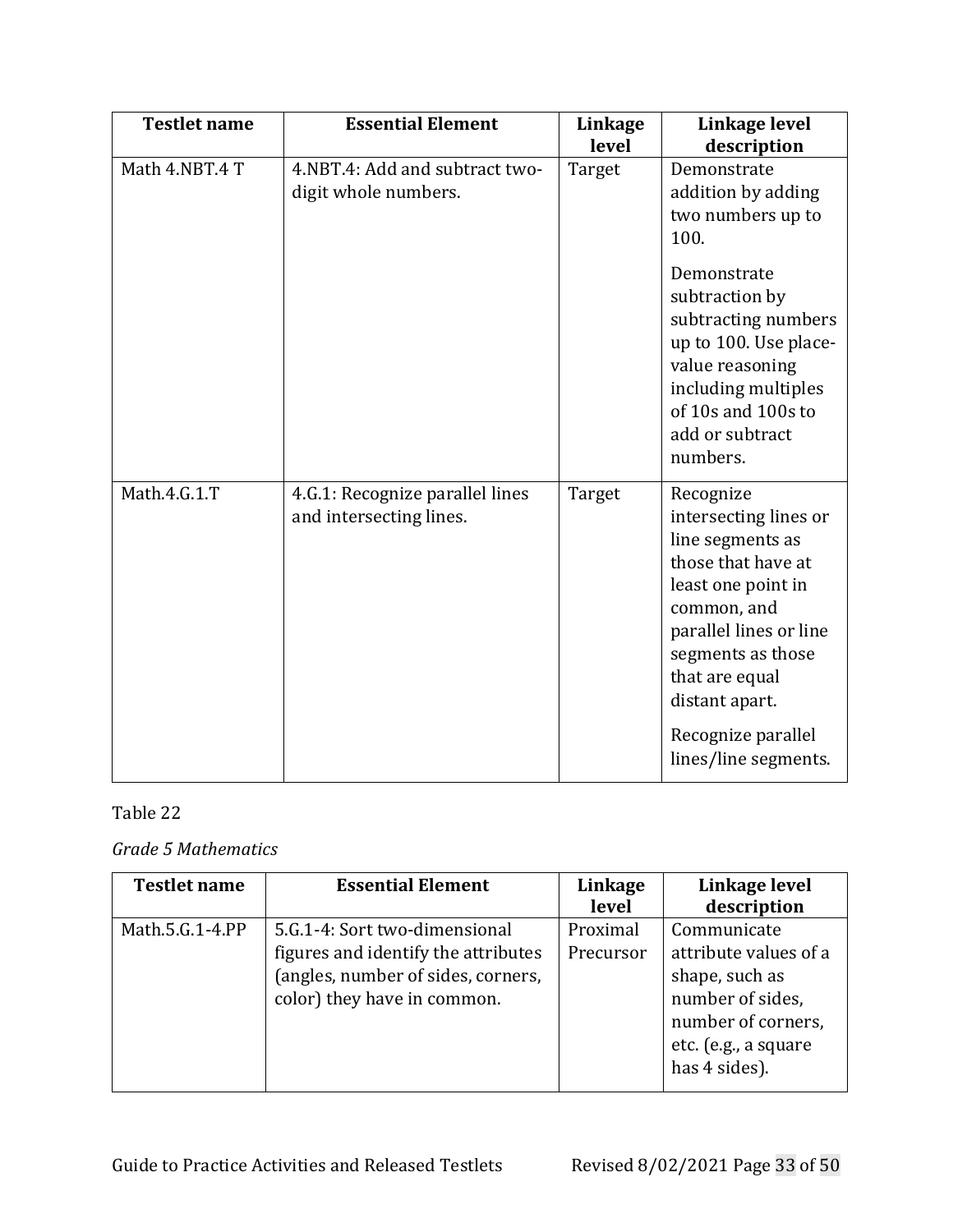| Testlet name | Essential Element | Linkage level | Linkage level description |
|---|---|---|---|
| Math 4.NBT.4 T | 4.NBT.4: Add and subtract two-digit whole numbers. | Target | Demonstrate addition by adding two numbers up to 100.<br><br>Demonstrate subtraction by subtracting numbers up to 100. Use place-value reasoning including multiples of 10s and 100s to add or subtract numbers. |
| Math.4.G.1.T | 4.G.1: Recognize parallel lines and intersecting lines. | Target | Recognize intersecting lines or line segments as those that have at least one point in common, and parallel lines or line segments as those that are equal distant apart.<br><br>Recognize parallel lines/line segments. |

Table 22

*Grade 5 Mathematics*

| Testlet name | Essential Element | Linkage level | Linkage level description |
|---|---|---|---|
| Math.5.G.1-4.PP | 5.G.1-4: Sort two-dimensional figures and identify the attributes (angles, number of sides, corners, color) they have in common. | Proximal Precursor | Communicate attribute values of a shape, such as number of sides, number of corners, etc. (e.g., a square has 4 sides). |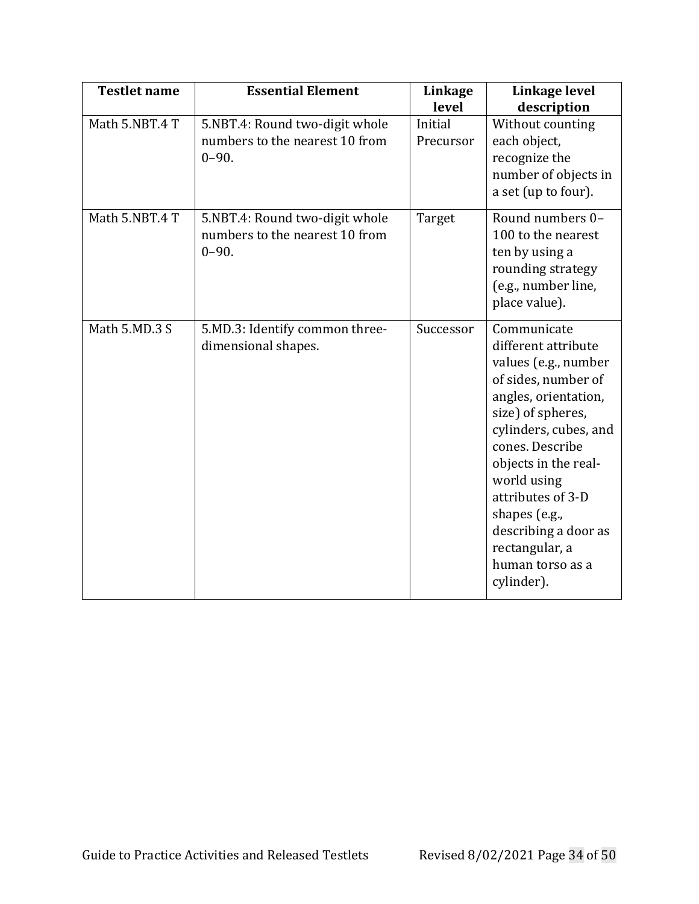| Testlet name | Essential Element | Linkage level | Linkage level description |
|---|---|---|---|
| Math 5.NBT.4 T | 5.NBT.4: Round two-digit whole numbers to the nearest 10 from 0–90. | Initial Precursor | Without counting each object, recognize the number of objects in a set (up to four). |
| Math 5.NBT.4 T | 5.NBT.4: Round two-digit whole numbers to the nearest 10 from 0–90. | Target | Round numbers 0–100 to the nearest ten by using a rounding strategy (e.g., number line, place value). |
| Math 5.MD.3 S | 5.MD.3: Identify common three-dimensional shapes. | Successor | Communicate different attribute values (e.g., number of sides, number of angles, orientation, size) of spheres, cylinders, cubes, and cones. Describe objects in the real-world using attributes of 3-D shapes (e.g., describing a door as rectangular, a human torso as a cylinder). |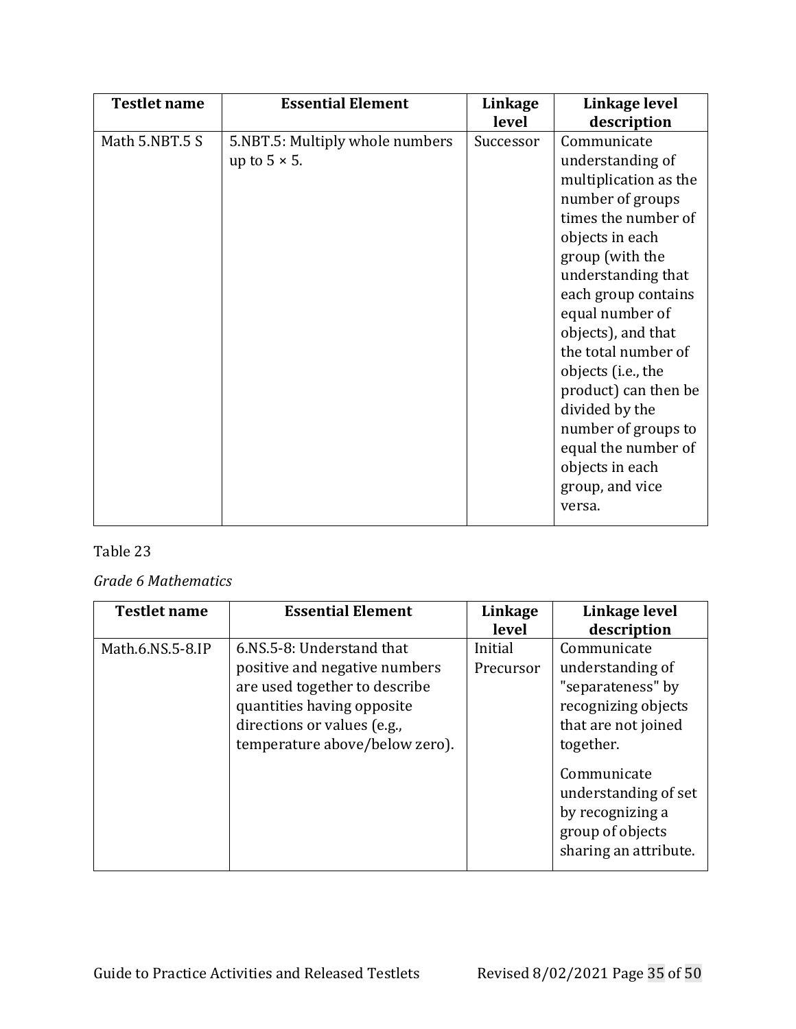| Testlet name | Essential Element | Linkage level | Linkage level description |
|---|---|---|---|
| Math 5.NBT.5 S | 5.NBT.5: Multiply whole numbers up to 5 × 5. | Successor | Communicate understanding of multiplication as the number of groups times the number of objects in each group (with the understanding that each group contains equal number of objects), and that the total number of objects (i.e., the product) can then be divided by the number of groups to equal the number of objects in each group, and vice versa. |

Table 23

*Grade 6 Mathematics*

| Testlet name | Essential Element | Linkage level | Linkage level description |
|---|---|---|---|
| Math.6.NS.5-8.IP | 6.NS.5-8: Understand that positive and negative numbers are used together to describe quantities having opposite directions or values (e.g., temperature above/below zero). | Initial Precursor | Communicate understanding of "separateness" by recognizing objects that are not joined together.<br><br>Communicate understanding of set by recognizing a group of objects sharing an attribute. |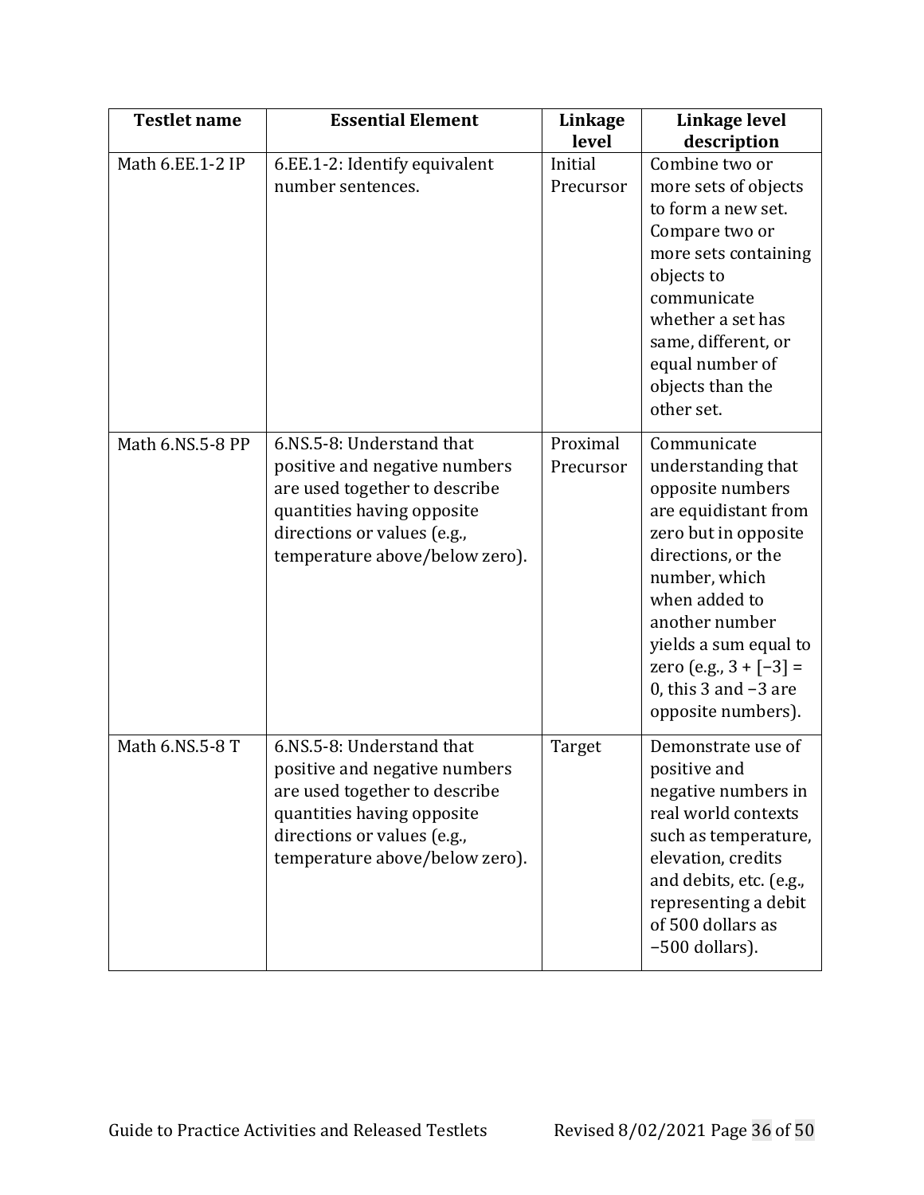| Testlet name | Essential Element | Linkage level | Linkage level description |
| --- | --- | --- | --- |
| Math 6.EE.1-2 IP | 6.EE.1-2: Identify equivalent number sentences. | Initial Precursor | Combine two or more sets of objects to form a new set. Compare two or more sets containing objects to communicate whether a set has same, different, or equal number of objects than the other set. |
| Math 6.NS.5-8 PP | 6.NS.5-8: Understand that positive and negative numbers are used together to describe quantities having opposite directions or values (e.g., temperature above/below zero). | Proximal Precursor | Communicate understanding that opposite numbers are equidistant from zero but in opposite directions, or the number, which when added to another number yields a sum equal to zero (e.g., $3 + [-3] = 0$, this 3 and $-3$ are opposite numbers). |
| Math 6.NS.5-8 T | 6.NS.5-8: Understand that positive and negative numbers are used together to describe quantities having opposite directions or values (e.g., temperature above/below zero). | Target | Demonstrate use of positive and negative numbers in real world contexts such as temperature, elevation, credits and debits, etc. (e.g., representing a debit of 500 dollars as $-500$ dollars). |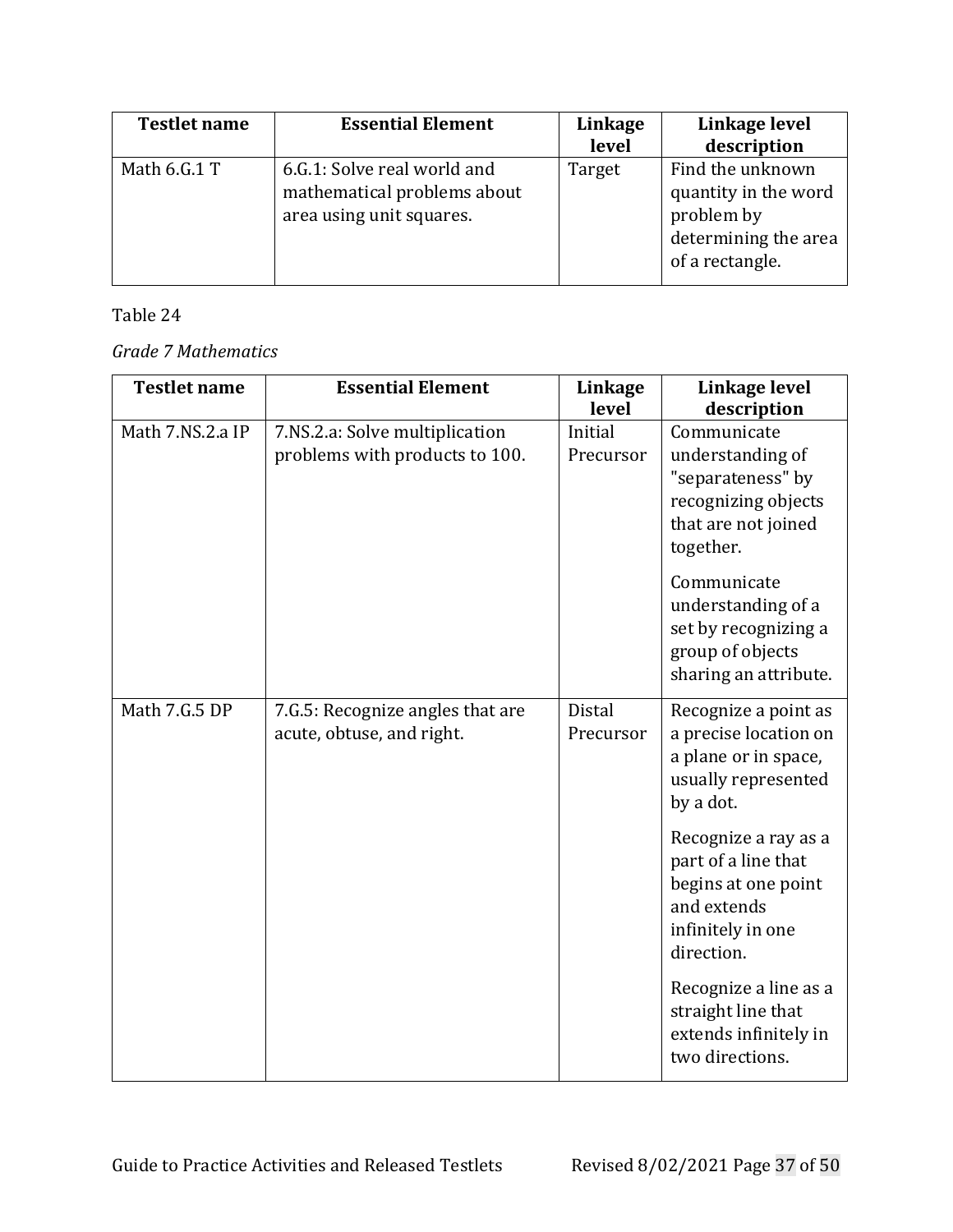| Testlet name | Essential Element | Linkage level | Linkage level description |
|---|---|---|---|
| Math 6.G.1 T | 6.G.1: Solve real world and mathematical problems about area using unit squares. | Target | Find the unknown quantity in the word problem by determining the area of a rectangle. |

Table 24

*Grade 7 Mathematics*

| Testlet name | Essential Element | Linkage level | Linkage level description |
|---|---|---|---|
| Math 7.NS.2.a IP | 7.NS.2.a: Solve multiplication problems with products to 100. | Initial Precursor | Communicate understanding of "separateness" by recognizing objects that are not joined together.<br><br>Communicate understanding of a set by recognizing a group of objects sharing an attribute. |
| Math 7.G.5 DP | 7.G.5: Recognize angles that are acute, obtuse, and right. | Distal Precursor | Recognize a point as a precise location on a plane or in space, usually represented by a dot.<br><br>Recognize a ray as a part of a line that begins at one point and extends infinitely in one direction.<br><br>Recognize a line as a straight line that extends infinitely in two directions. |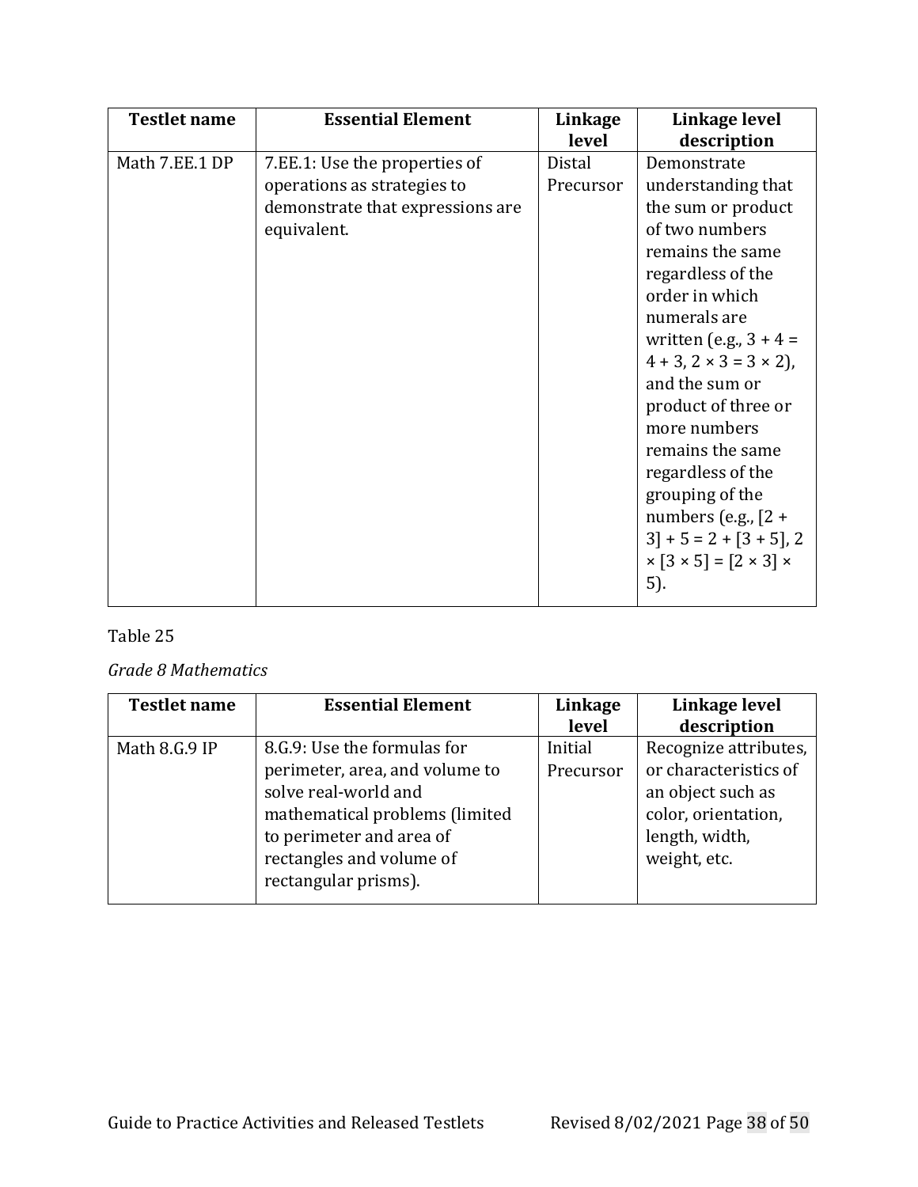| Testlet name | Essential Element | Linkage level | Linkage level description |
|---|---|---|---|
| Math 7.EE.1 DP | 7.EE.1: Use the properties of operations as strategies to demonstrate that expressions are equivalent. | Distal Precursor | Demonstrate understanding that the sum or product of two numbers remains the same regardless of the order in which numerals are written (e.g., $3 + 4 = 4 + 3$, $2 \times 3 = 3 \times 2$), and the sum or product of three or more numbers remains the same regardless of the grouping of the numbers (e.g., $[2 + 3] + 5 = 2 + [3 + 5]$, $2 \times [3 \times 5] = [2 \times 3] \times 5$). |

Table 25

*Grade 8 Mathematics*

| Testlet name | Essential Element | Linkage level | Linkage level description |
|---|---|---|---|
| Math 8.G.9 IP | 8.G.9: Use the formulas for perimeter, area, and volume to solve real-world and mathematical problems (limited to perimeter and area of rectangles and volume of rectangular prisms). | Initial Precursor | Recognize attributes, or characteristics of an object such as color, orientation, length, width, weight, etc. |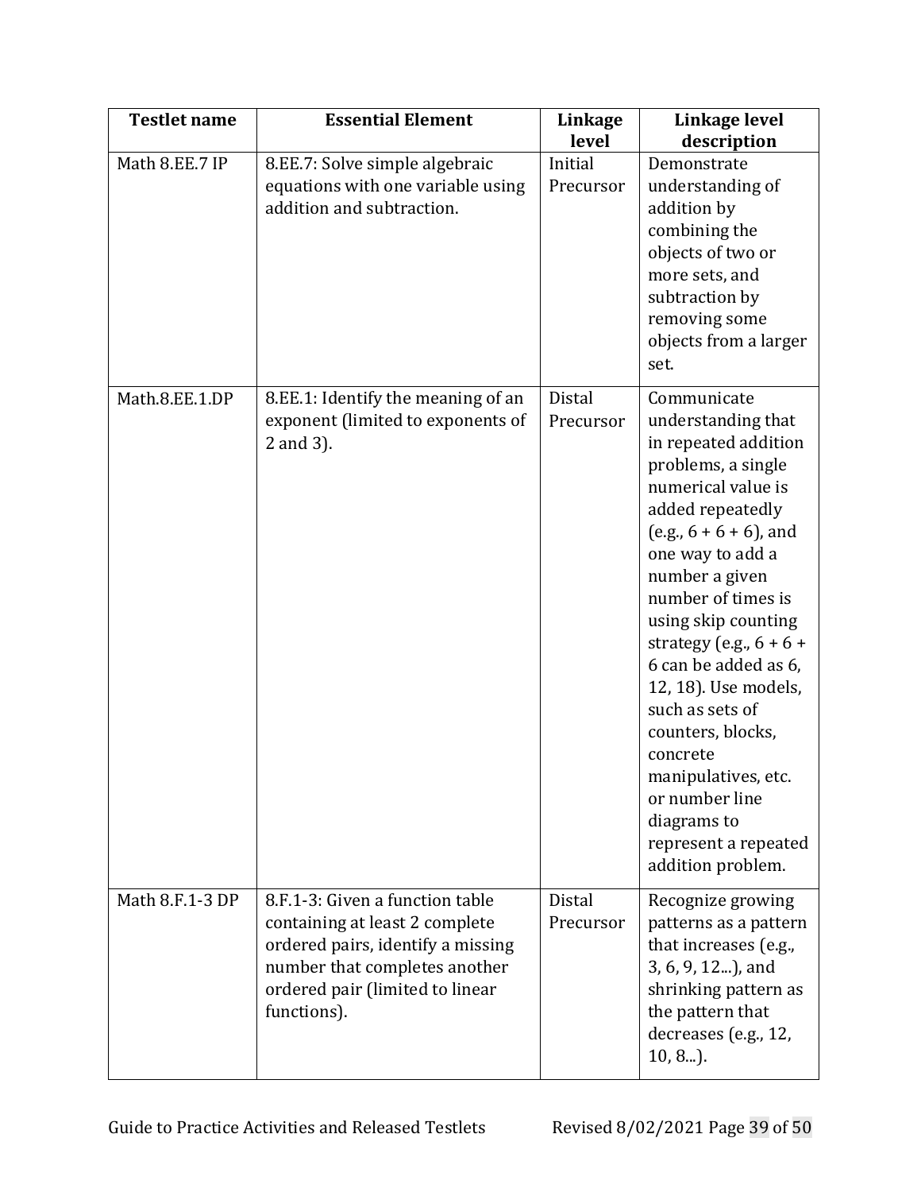| Testlet name | Essential Element | Linkage level | Linkage level description |
|---|---|---|---|
| Math 8.EE.7 IP | 8.EE.7: Solve simple algebraic equations with one variable using addition and subtraction. | Initial Precursor | Demonstrate understanding of addition by combining the objects of two or more sets, and subtraction by removing some objects from a larger set. |
| Math.8.EE.1.DP | 8.EE.1: Identify the meaning of an exponent (limited to exponents of 2 and 3). | Distal Precursor | Communicate understanding that in repeated addition problems, a single numerical value is added repeatedly (e.g., 6 + 6 + 6), and one way to add a number a given number of times is using skip counting strategy (e.g., 6 + 6 + 6 can be added as 6, 12, 18). Use models, such as sets of counters, blocks, concrete manipulatives, etc. or number line diagrams to represent a repeated addition problem. |
| Math 8.F.1-3 DP | 8.F.1-3: Given a function table containing at least 2 complete ordered pairs, identify a missing number that completes another ordered pair (limited to linear functions). | Distal Precursor | Recognize growing patterns as a pattern that increases (e.g., 3, 6, 9, 12...), and shrinking pattern as the pattern that decreases (e.g., 12, 10, 8...). |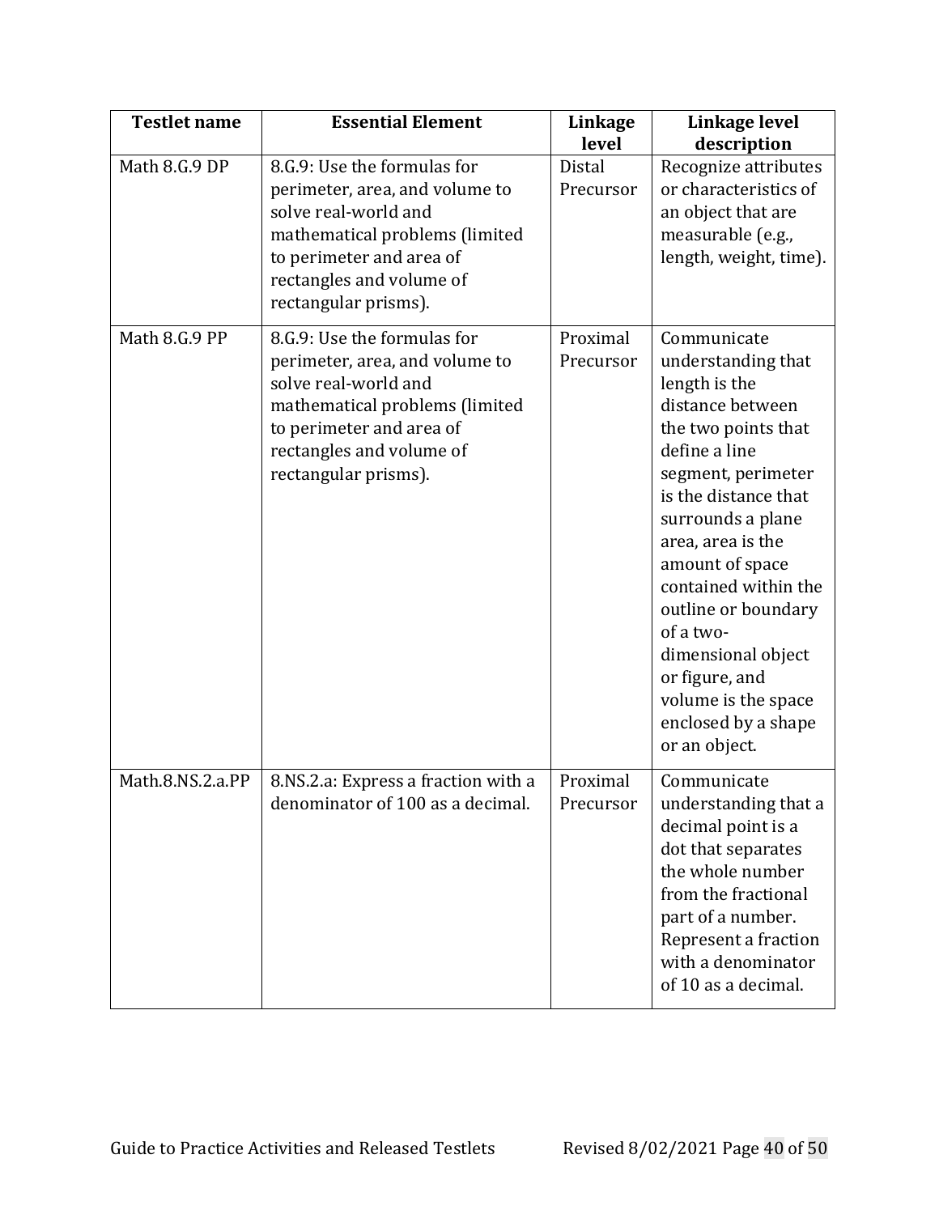| Testlet name | Essential Element | Linkage level | Linkage level description |
| --- | --- | --- | --- |
| Math 8.G.9 DP | 8.G.9: Use the formulas for perimeter, area, and volume to solve real-world and mathematical problems (limited to perimeter and area of rectangles and volume of rectangular prisms). | Distal Precursor | Recognize attributes or characteristics of an object that are measurable (e.g., length, weight, time). |
| Math 8.G.9 PP | 8.G.9: Use the formulas for perimeter, area, and volume to solve real-world and mathematical problems (limited to perimeter and area of rectangles and volume of rectangular prisms). | Proximal Precursor | Communicate understanding that length is the distance between the two points that define a line segment, perimeter is the distance that surrounds a plane area, area is the amount of space contained within the outline or boundary of a two-dimensional object or figure, and volume is the space enclosed by a shape or an object. |
| Math.8.NS.2.a.PP | 8.NS.2.a: Express a fraction with a denominator of 100 as a decimal. | Proximal Precursor | Communicate understanding that a decimal point is a dot that separates the whole number from the fractional part of a number. Represent a fraction with a denominator of 10 as a decimal. |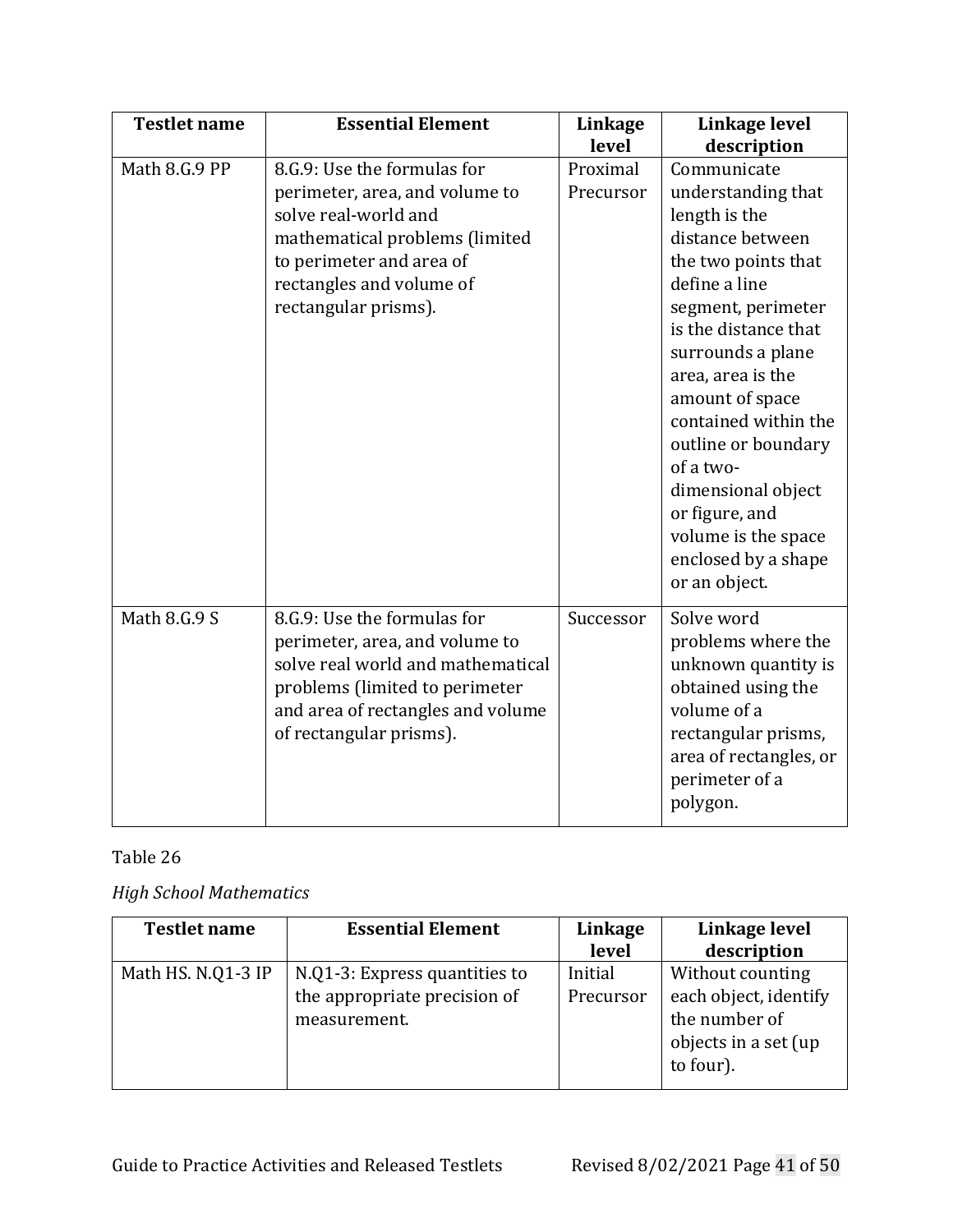| Testlet name | Essential Element | Linkage level | Linkage level description |
|---|---|---|---|
| Math 8.G.9 PP | 8.G.9: Use the formulas for perimeter, area, and volume to solve real-world and mathematical problems (limited to perimeter and area of rectangles and volume of rectangular prisms). | Proximal Precursor | Communicate understanding that length is the distance between the two points that define a line segment, perimeter is the distance that surrounds a plane area, area is the amount of space contained within the outline or boundary of a two-dimensional object or figure, and volume is the space enclosed by a shape or an object. |
| Math 8.G.9 S | 8.G.9: Use the formulas for perimeter, area, and volume to solve real world and mathematical problems (limited to perimeter and area of rectangles and volume of rectangular prisms). | Successor | Solve word problems where the unknown quantity is obtained using the volume of a rectangular prisms, area of rectangles, or perimeter of a polygon. |

Table 26

*High School Mathematics*

| Testlet name | Essential Element | Linkage level | Linkage level description |
|---|---|---|---|
| Math HS. N.Q1-3 IP | N.Q1-3: Express quantities to the appropriate precision of measurement. | Initial Precursor | Without counting each object, identify the number of objects in a set (up to four). |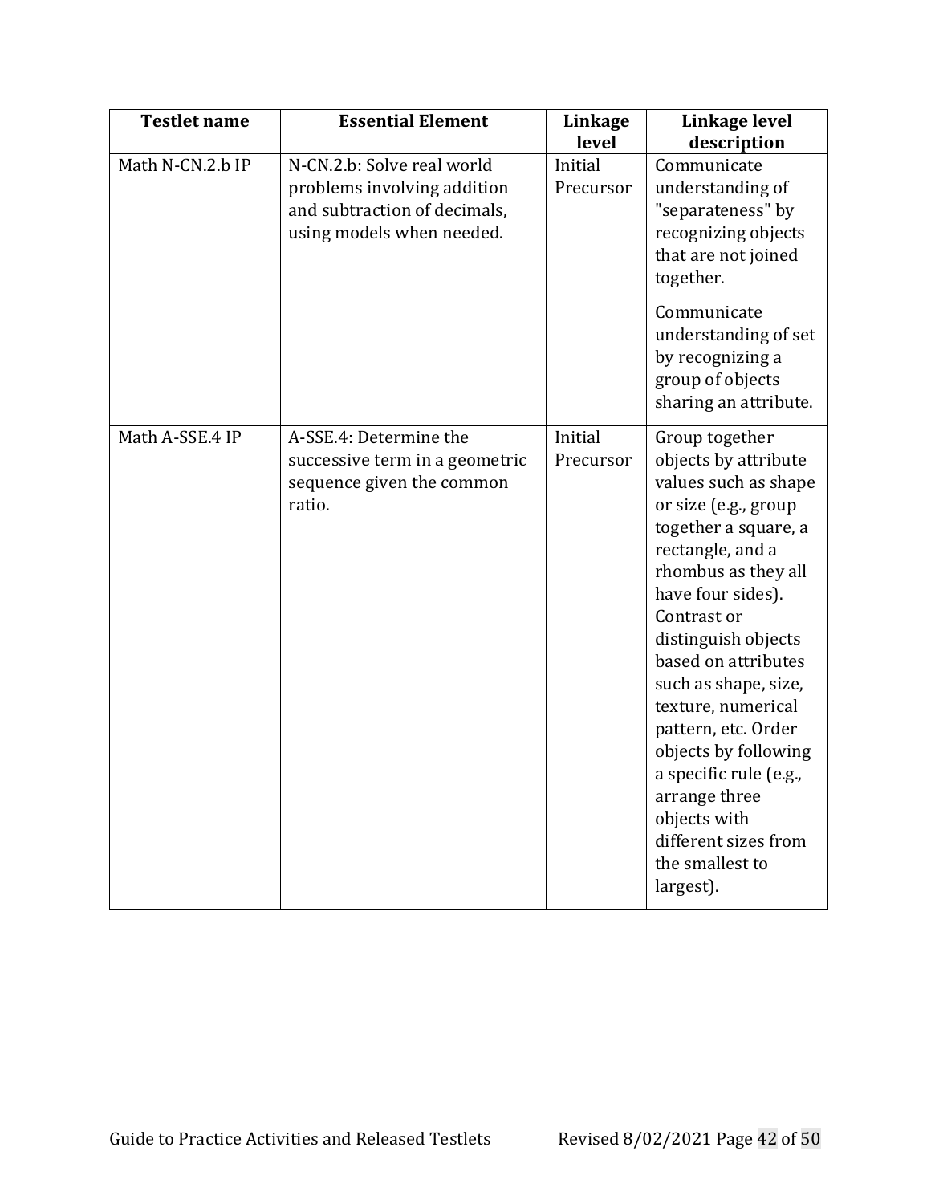| Testlet name | Essential Element | Linkage level | Linkage level description |
|---|---|---|---|
| Math N-CN.2.b IP | N-CN.2.b: Solve real world problems involving addition and subtraction of decimals, using models when needed. | Initial Precursor | Communicate understanding of "separateness" by recognizing objects that are not joined together.<br><br>Communicate understanding of set by recognizing a group of objects sharing an attribute. |
| Math A-SSE.4 IP | A-SSE.4: Determine the successive term in a geometric sequence given the common ratio. | Initial Precursor | Group together objects by attribute values such as shape or size (e.g., group together a square, a rectangle, and a rhombus as they all have four sides). Contrast or distinguish objects based on attributes such as shape, size, texture, numerical pattern, etc. Order objects by following a specific rule (e.g., arrange three objects with different sizes from the smallest to largest). |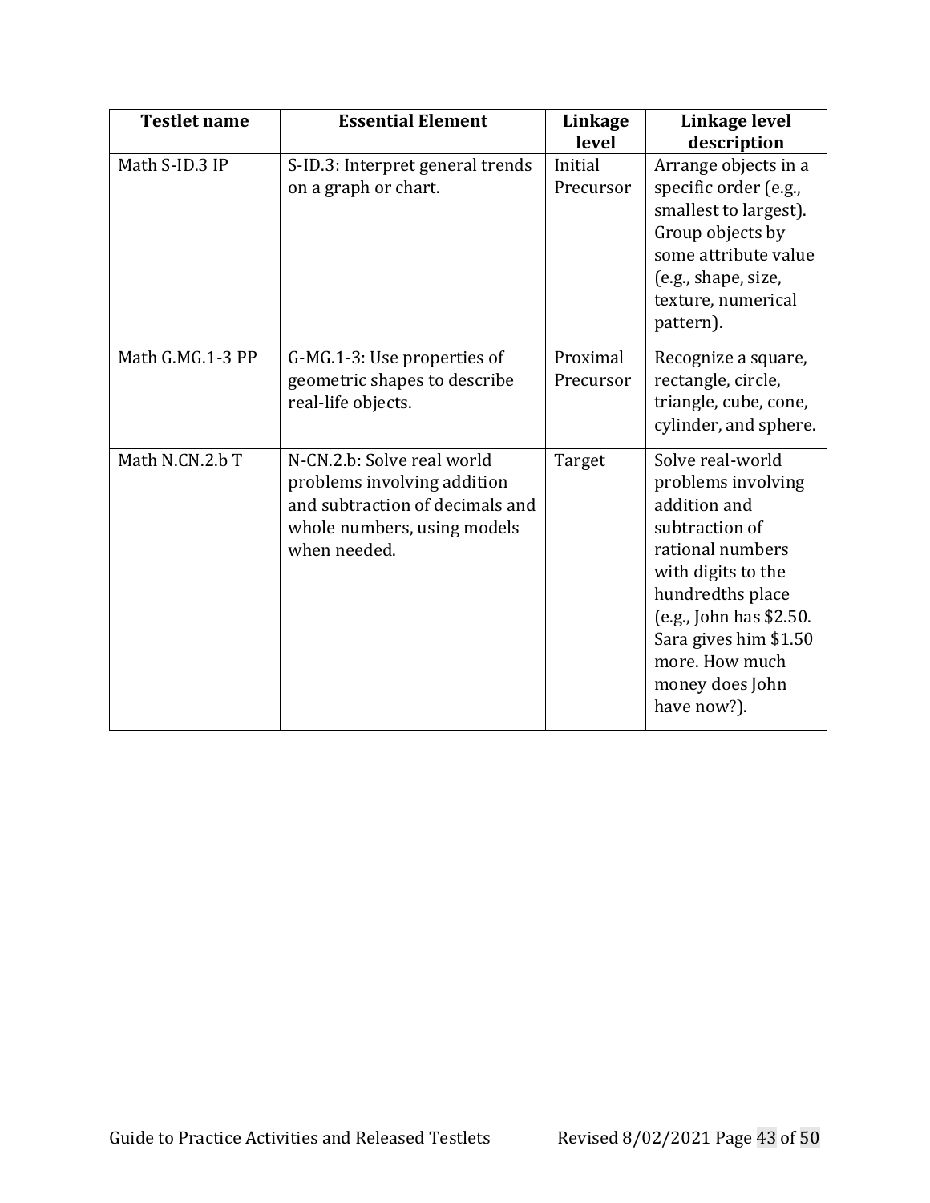| Testlet name | Essential Element | Linkage level | Linkage level description |
|---|---|---|---|
| Math S-ID.3 IP | S-ID.3: Interpret general trends on a graph or chart. | Initial Precursor | Arrange objects in a specific order (e.g., smallest to largest). Group objects by some attribute value (e.g., shape, size, texture, numerical pattern). |
| Math G.MG.1-3 PP | G-MG.1-3: Use properties of geometric shapes to describe real-life objects. | Proximal Precursor | Recognize a square, rectangle, circle, triangle, cube, cone, cylinder, and sphere. |
| Math N.CN.2.b T | N-CN.2.b: Solve real world problems involving addition and subtraction of decimals and whole numbers, using models when needed. | Target | Solve real-world problems involving addition and subtraction of rational numbers with digits to the hundredths place (e.g., John has $2.50. Sara gives him $1.50 more. How much money does John have now?). |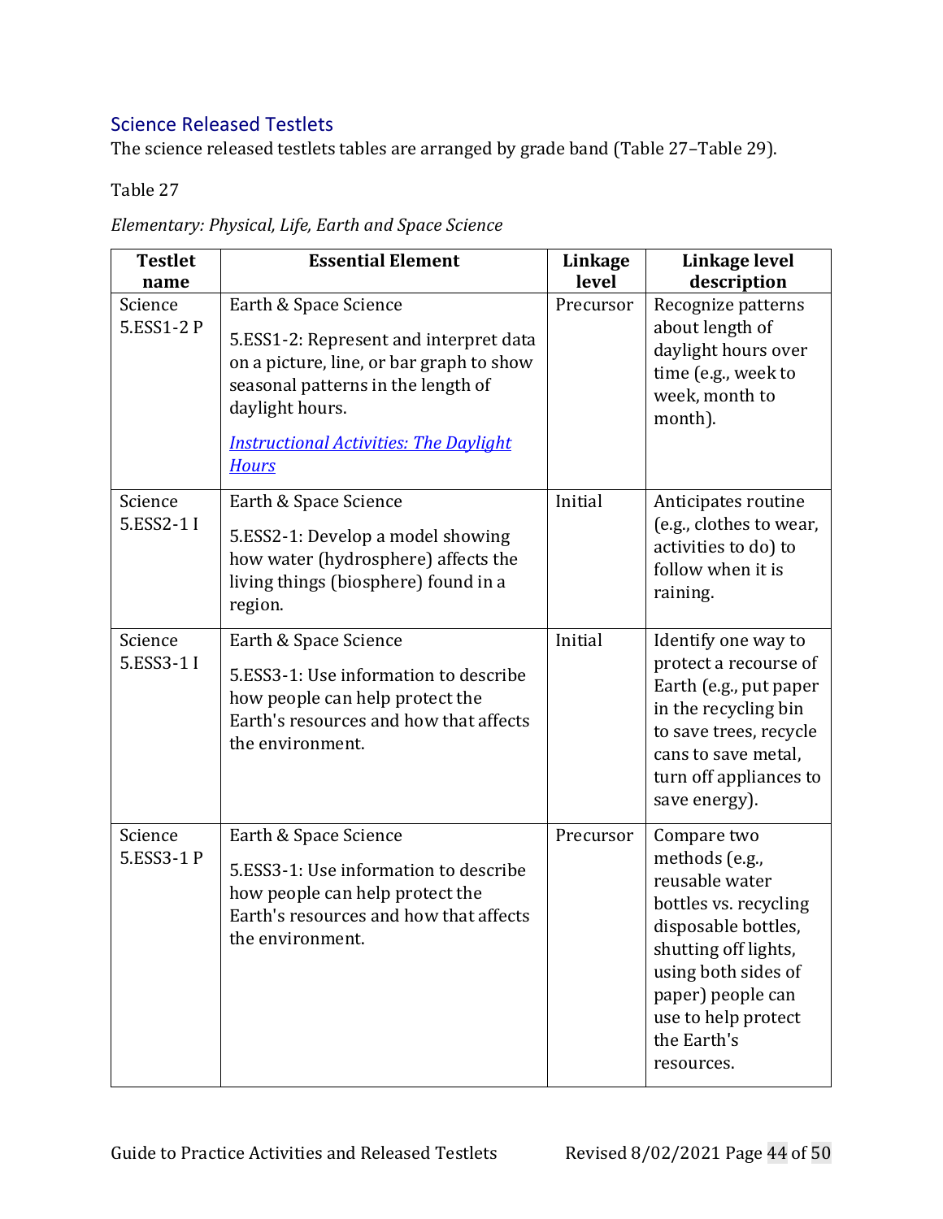## Science Released Testlets

The science released testlets tables are arranged by grade band (Table 27–Table 29).

Table 27

*Elementary: Physical, Life, Earth and Space Science*

| Testlet name | Essential Element | Linkage level | Linkage level description |
|---|---|---|---|
| Science 5.ESS1-2 P | Earth & Space Science<br><br>5.ESS1-2: Represent and interpret data on a picture, line, or bar graph to show seasonal patterns in the length of daylight hours.<br><br>*[Instructional Activities: The Daylight Hours]()* | Precursor | Recognize patterns about length of daylight hours over time (e.g., week to week, month to month). |
| Science 5.ESS2-1 I | Earth & Space Science<br><br>5.ESS2-1: Develop a model showing how water (hydrosphere) affects the living things (biosphere) found in a region. | Initial | Anticipates routine (e.g., clothes to wear, activities to do) to follow when it is raining. |
| Science 5.ESS3-1 I | Earth & Space Science<br><br>5.ESS3-1: Use information to describe how people can help protect the Earth's resources and how that affects the environment. | Initial | Identify one way to protect a recourse of Earth (e.g., put paper in the recycling bin to save trees, recycle cans to save metal, turn off appliances to save energy). |
| Science 5.ESS3-1 P | Earth & Space Science<br><br>5.ESS3-1: Use information to describe how people can help protect the Earth's resources and how that affects the environment. | Precursor | Compare two methods (e.g., reusable water bottles vs. recycling disposable bottles, shutting off lights, using both sides of paper) people can use to help protect the Earth's resources. |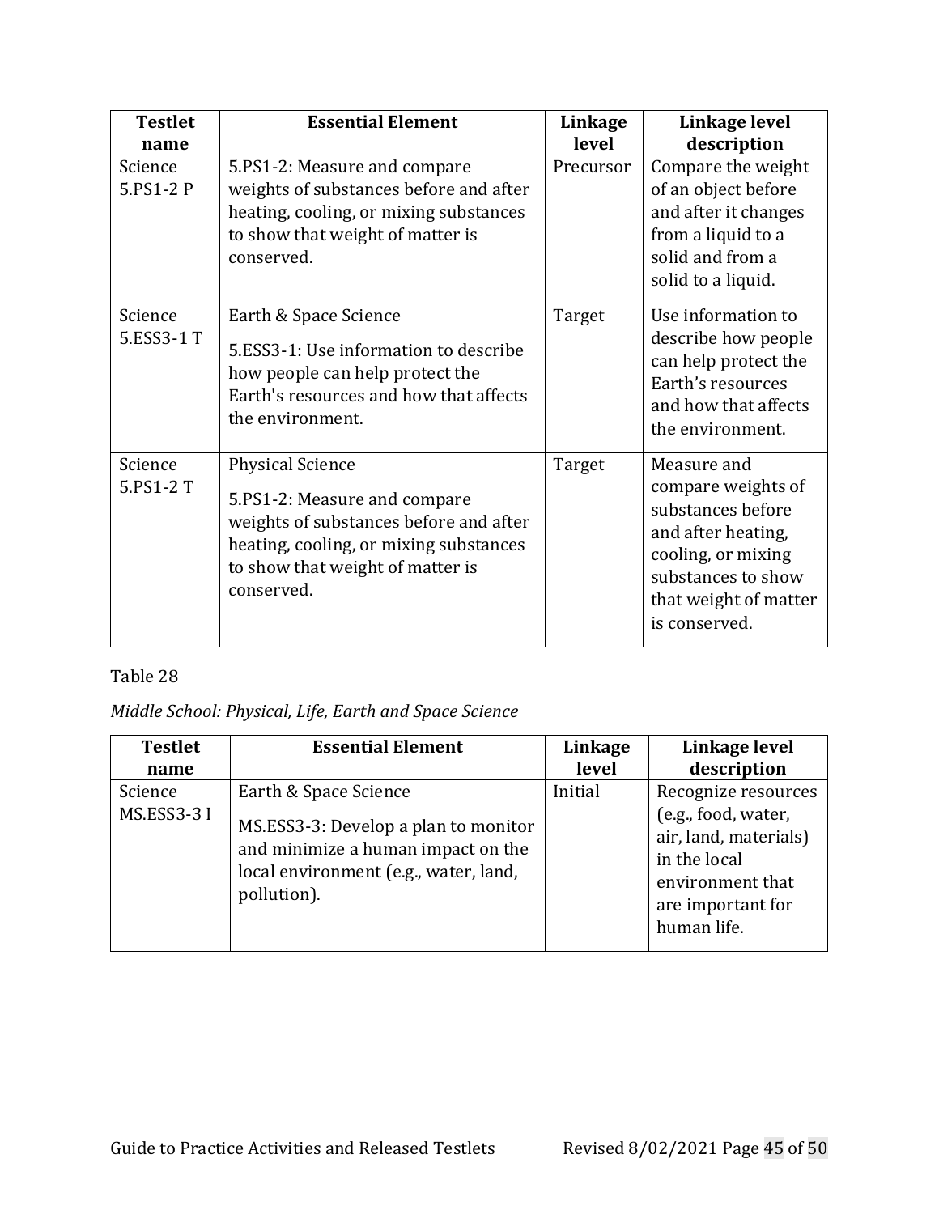| Testlet name | Essential Element | Linkage level | Linkage level description |
|---|---|---|---|
| Science 5.PS1-2 P | 5.PS1-2: Measure and compare weights of substances before and after heating, cooling, or mixing substances to show that weight of matter is conserved. | Precursor | Compare the weight of an object before and after it changes from a liquid to a solid and from a solid to a liquid. |
| Science 5.ESS3-1 T | Earth & Space Science<br><br>5.ESS3-1: Use information to describe how people can help protect the Earth's resources and how that affects the environment. | Target | Use information to describe how people can help protect the Earth's resources and how that affects the environment. |
| Science 5.PS1-2 T | Physical Science<br><br>5.PS1-2: Measure and compare weights of substances before and after heating, cooling, or mixing substances to show that weight of matter is conserved. | Target | Measure and compare weights of substances before and after heating, cooling, or mixing substances to show that weight of matter is conserved. |

Table 28

*Middle School: Physical, Life, Earth and Space Science*

| Testlet name | Essential Element | Linkage level | Linkage level description |
|---|---|---|---|
| Science MS.ESS3-3 I | Earth & Space Science<br><br>MS.ESS3-3: Develop a plan to monitor and minimize a human impact on the local environment (e.g., water, land, pollution). | Initial | Recognize resources (e.g., food, water, air, land, materials) in the local environment that are important for human life. |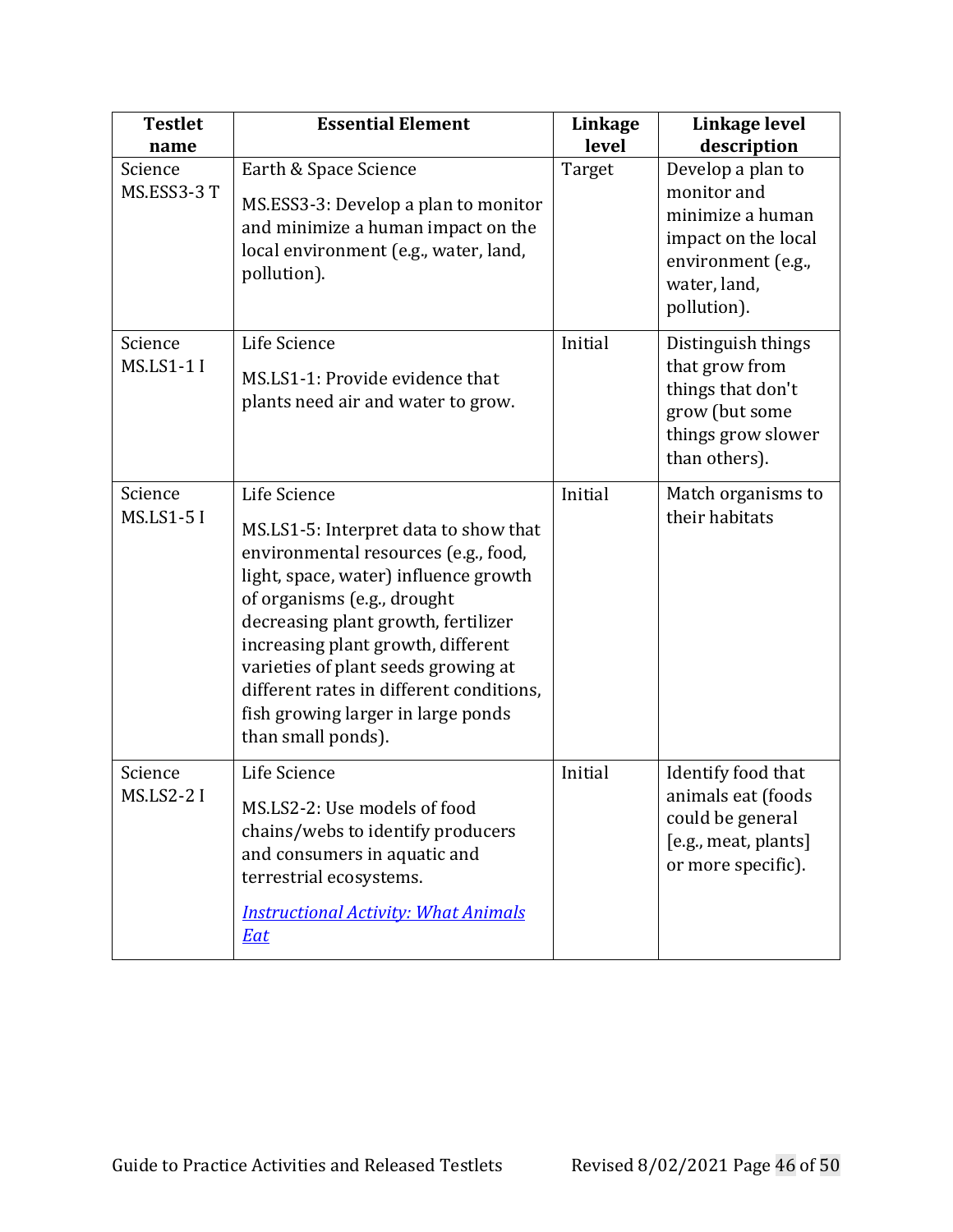| Testlet name | Essential Element | Linkage level | Linkage level description |
|---|---|---|---|
| Science MS.ESS3-3 T | Earth & Space Science<br><br>MS.ESS3-3: Develop a plan to monitor and minimize a human impact on the local environment (e.g., water, land, pollution). | Target | Develop a plan to monitor and minimize a human impact on the local environment (e.g., water, land, pollution). |
| Science MS.LS1-1 I | Life Science<br><br>MS.LS1-1: Provide evidence that plants need air and water to grow. | Initial | Distinguish things that grow from things that don't grow (but some things grow slower than others). |
| Science MS.LS1-5 I | Life Science<br><br>MS.LS1-5: Interpret data to show that environmental resources (e.g., food, light, space, water) influence growth of organisms (e.g., drought decreasing plant growth, fertilizer increasing plant growth, different varieties of plant seeds growing at different rates in different conditions, fish growing larger in large ponds than small ponds). | Initial | Match organisms to their habitats |
| Science MS.LS2-2 I | Life Science<br><br>MS.LS2-2: Use models of food chains/webs to identify producers and consumers in aquatic and terrestrial ecosystems.<br><br>*Instructional Activity: What Animals Eat* | Initial | Identify food that animals eat (foods could be general [e.g., meat, plants] or more specific). |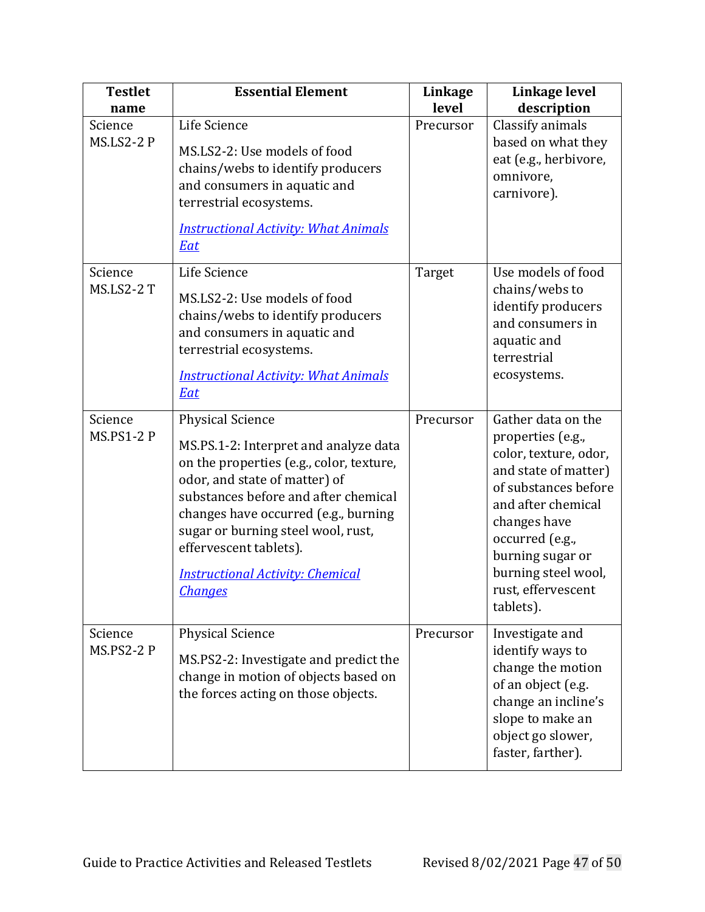| Testlet name | Essential Element | Linkage level | Linkage level description |
|---|---|---|---|
| Science MS.LS2-2 P | Life Science<br><br>MS.LS2-2: Use models of food chains/webs to identify producers and consumers in aquatic and terrestrial ecosystems.<br><br>*Instructional Activity: What Animals Eat* | Precursor | Classify animals based on what they eat (e.g., herbivore, omnivore, carnivore). |
| Science MS.LS2-2 T | Life Science<br><br>MS.LS2-2: Use models of food chains/webs to identify producers and consumers in aquatic and terrestrial ecosystems.<br><br>*Instructional Activity: What Animals Eat* | Target | Use models of food chains/webs to identify producers and consumers in aquatic and terrestrial ecosystems. |
| Science MS.PS1-2 P | Physical Science<br><br>MS.PS.1-2: Interpret and analyze data on the properties (e.g., color, texture, odor, and state of matter) of substances before and after chemical changes have occurred (e.g., burning sugar or burning steel wool, rust, effervescent tablets).<br><br>*Instructional Activity: Chemical Changes* | Precursor | Gather data on the properties (e.g., color, texture, odor, and state of matter) of substances before and after chemical changes have occurred (e.g., burning sugar or burning steel wool, rust, effervescent tablets). |
| Science MS.PS2-2 P | Physical Science<br><br>MS.PS2-2: Investigate and predict the change in motion of objects based on the forces acting on those objects. | Precursor | Investigate and identify ways to change the motion of an object (e.g. change an incline's slope to make an object go slower, faster, farther). |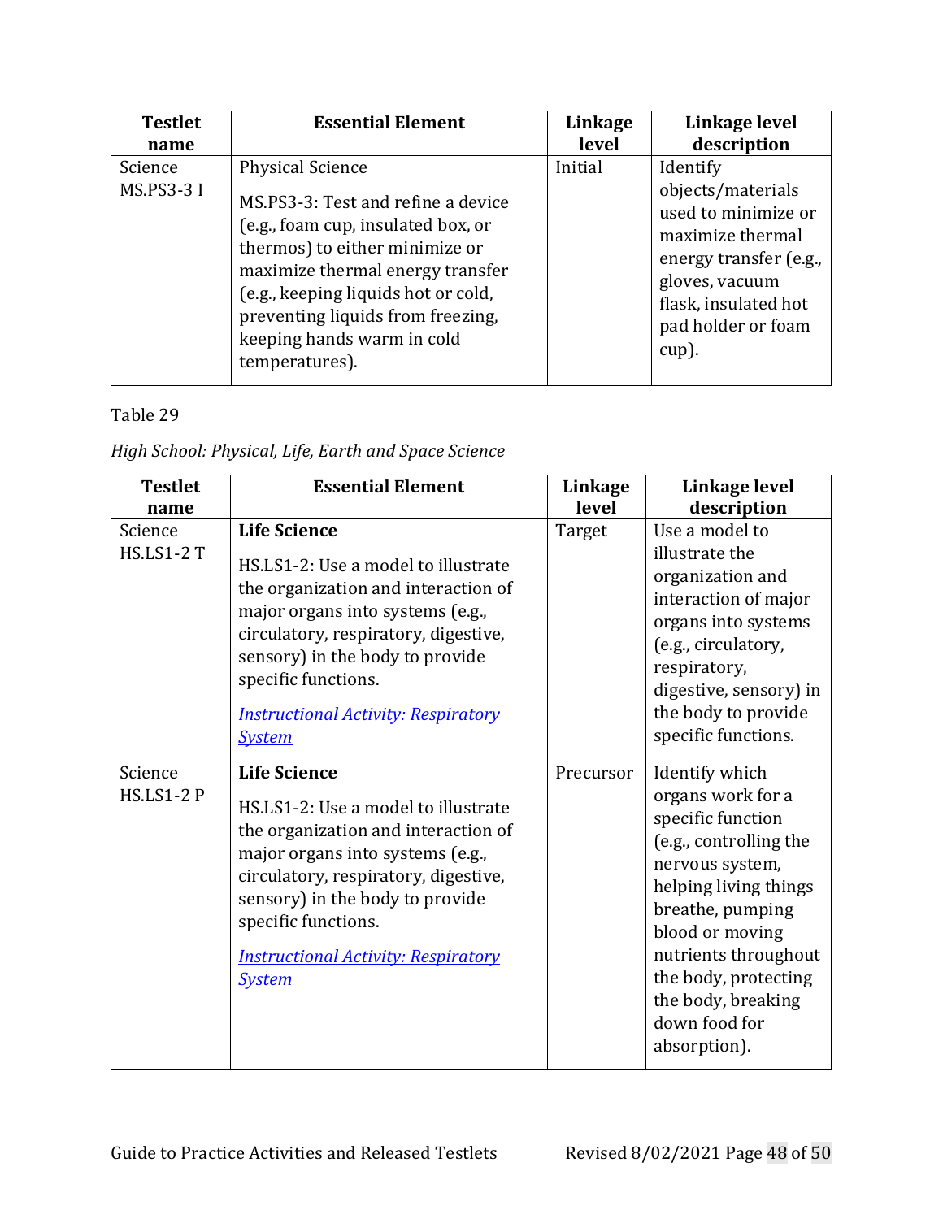| Testlet name | Essential Element | Linkage level | Linkage level description |
|---|---|---|---|
| Science MS.PS3-3 I | Physical Science<br><br>MS.PS3-3: Test and refine a device (e.g., foam cup, insulated box, or thermos) to either minimize or maximize thermal energy transfer (e.g., keeping liquids hot or cold, preventing liquids from freezing, keeping hands warm in cold temperatures). | Initial | Identify objects/materials used to minimize or maximize thermal energy transfer (e.g., gloves, vacuum flask, insulated hot pad holder or foam cup). |

Table 29

*High School: Physical, Life, Earth and Space Science*

| Testlet name | Essential Element | Linkage level | Linkage level description |
|---|---|---|---|
| Science HS.LS1-2 T | **Life Science**<br><br>HS.LS1-2: Use a model to illustrate the organization and interaction of major organs into systems (e.g., circulatory, respiratory, digestive, sensory) in the body to provide specific functions.<br><br>*Instructional Activity: Respiratory System* | Target | Use a model to illustrate the organization and interaction of major organs into systems (e.g., circulatory, respiratory, digestive, sensory) in the body to provide specific functions. |
| Science HS.LS1-2 P | **Life Science**<br><br>HS.LS1-2: Use a model to illustrate the organization and interaction of major organs into systems (e.g., circulatory, respiratory, digestive, sensory) in the body to provide specific functions.<br><br>*Instructional Activity: Respiratory System* | Precursor | Identify which organs work for a specific function (e.g., controlling the nervous system, helping living things breathe, pumping blood or moving nutrients throughout the body, protecting the body, breaking down food for absorption). |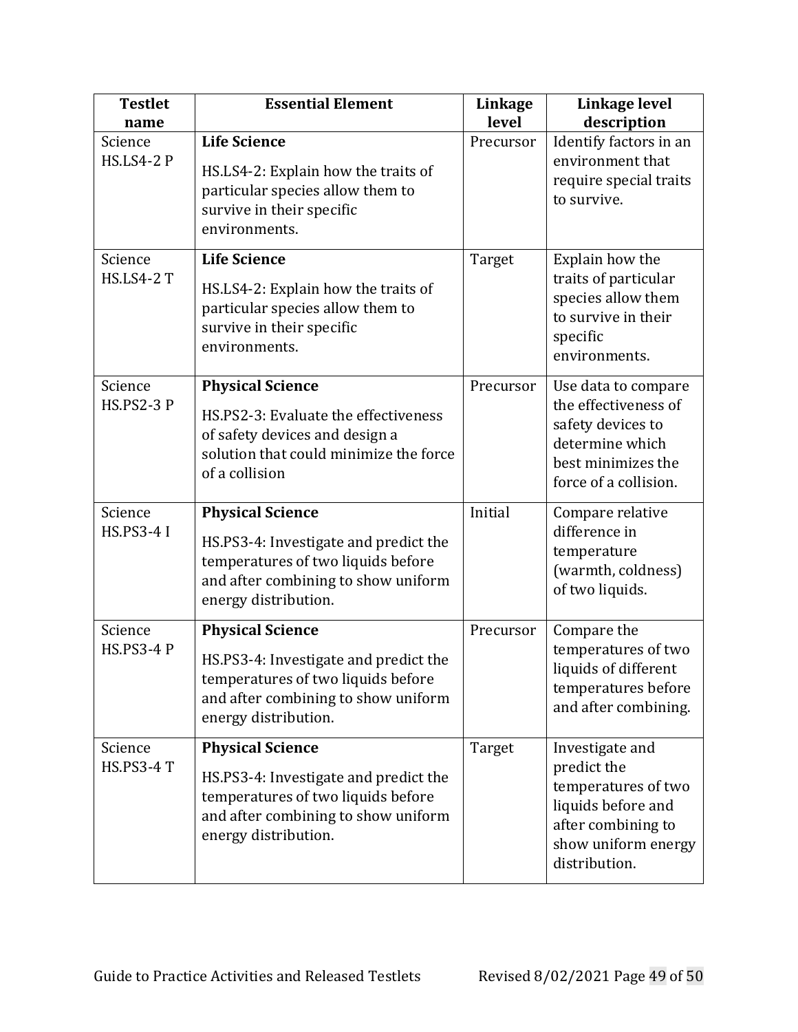| Testlet name | Essential Element | Linkage level | Linkage level description |
|---|---|---|---|
| Science HS.LS4-2 P | **Life Science** HS.LS4-2: Explain how the traits of particular species allow them to survive in their specific environments. | Precursor | Identify factors in an environment that require special traits to survive. |
| Science HS.LS4-2 T | **Life Science** HS.LS4-2: Explain how the traits of particular species allow them to survive in their specific environments. | Target | Explain how the traits of particular species allow them to survive in their specific environments. |
| Science HS.PS2-3 P | **Physical Science** HS.PS2-3: Evaluate the effectiveness of safety devices and design a solution that could minimize the force of a collision | Precursor | Use data to compare the effectiveness of safety devices to determine which best minimizes the force of a collision. |
| Science HS.PS3-4 I | **Physical Science** HS.PS3-4: Investigate and predict the temperatures of two liquids before and after combining to show uniform energy distribution. | Initial | Compare relative difference in temperature (warmth, coldness) of two liquids. |
| Science HS.PS3-4 P | **Physical Science** HS.PS3-4: Investigate and predict the temperatures of two liquids before and after combining to show uniform energy distribution. | Precursor | Compare the temperatures of two liquids of different temperatures before and after combining. |
| Science HS.PS3-4 T | **Physical Science** HS.PS3-4: Investigate and predict the temperatures of two liquids before and after combining to show uniform energy distribution. | Target | Investigate and predict the temperatures of two liquids before and after combining to show uniform energy distribution. |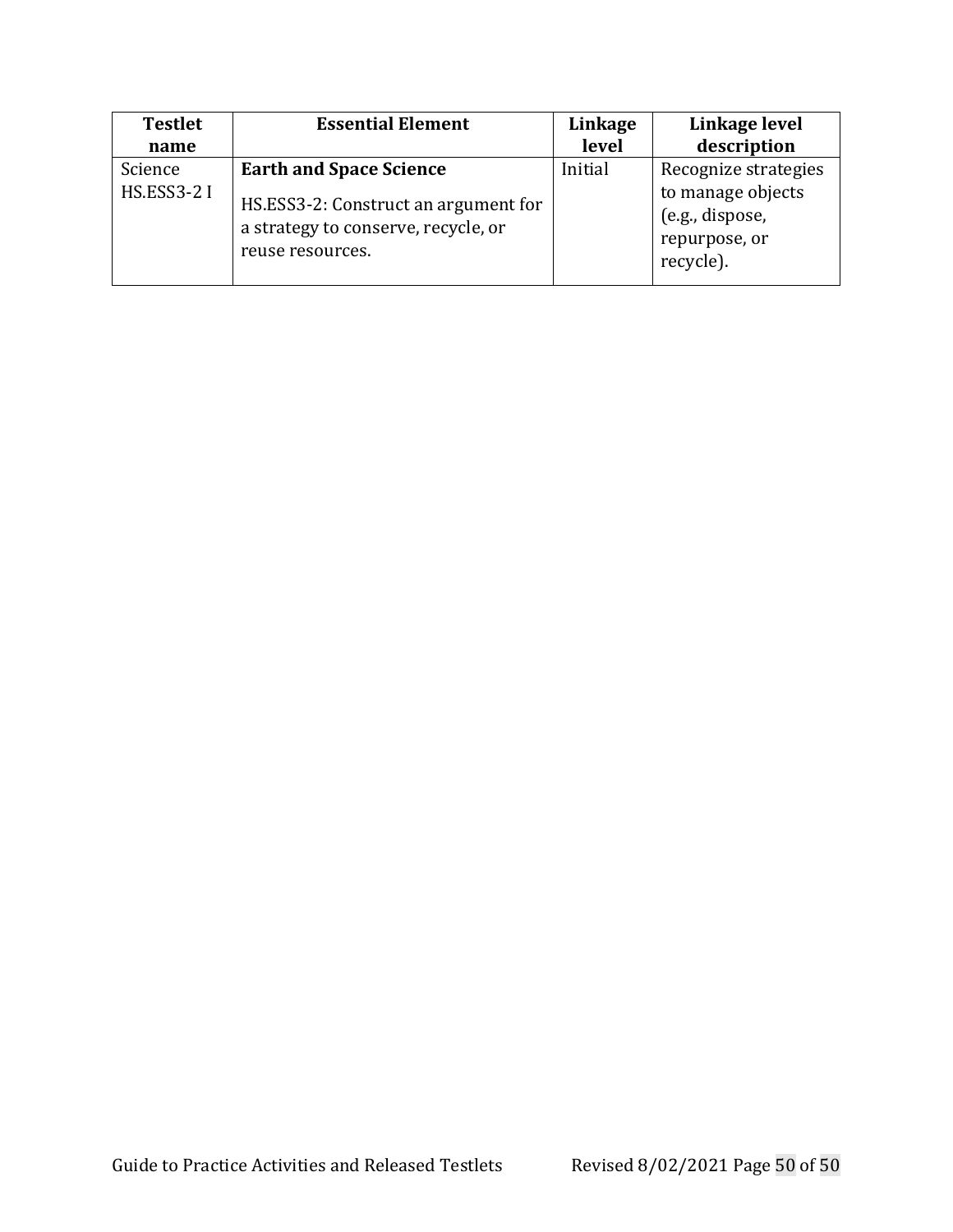| Testlet name | Essential Element | Linkage level | Linkage level description |
|---|---|---|---|
| Science HS.ESS3-2 I | **Earth and Space Science**<br><br>HS.ESS3-2: Construct an argument for a strategy to conserve, recycle, or reuse resources. | Initial | Recognize strategies to manage objects (e.g., dispose, repurpose, or recycle). |